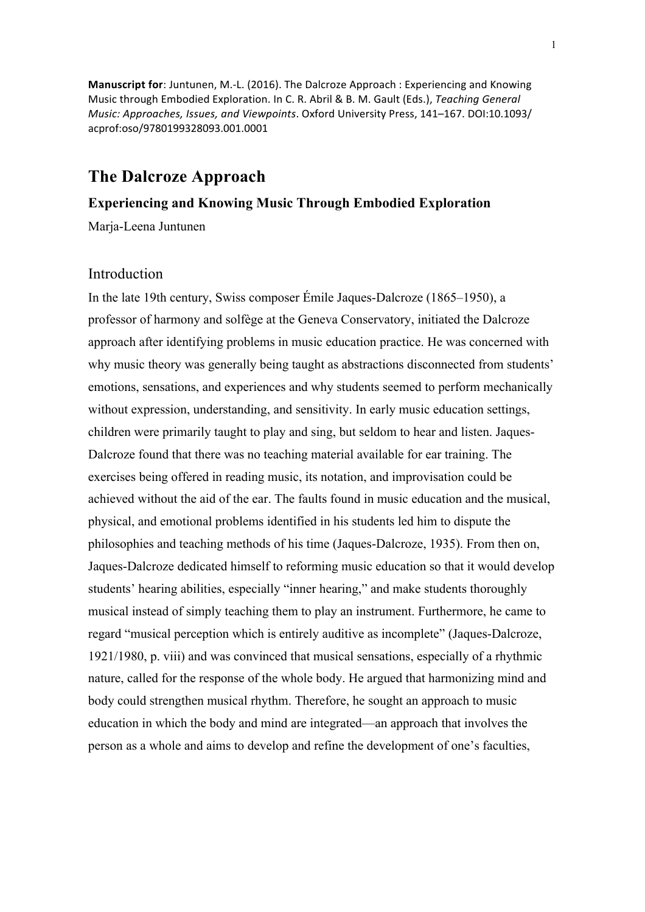**Manuscript for**: Juntunen, M.-L. (2016). The Dalcroze Approach : Experiencing and Knowing Music through Embodied Exploration. In C. R. Abril & B. M. Gault (Eds.), *Teaching General Music: Approaches, Issues, and Viewpoints*. Oxford University Press, 141–167. DOI:10.1093/acprof:oso/9780199328093.001.0001

# The Dalcroze Approach

### Experiencing and Knowing Music Through Embodied Exploration

Marja-Leena Juntunen

## Introduction

In the late 19th century, Swiss composer Émile Jaques-Dalcroze (1865–1950), a professor of harmony and solfège at the Geneva Conservatory, initiated the Dalcroze approach after identifying problems in music education practice. He was concerned with why music theory was generally being taught as abstractions disconnected from students' emotions, sensations, and experiences and why students seemed to perform mechanically without expression, understanding, and sensitivity. In early music education settings, children were primarily taught to play and sing, but seldom to hear and listen. Jaques-Dalcroze found that there was no teaching material available for ear training. The exercises being offered in reading music, its notation, and improvisation could be achieved without the aid of the ear. The faults found in music education and the musical, physical, and emotional problems identified in his students led him to dispute the philosophies and teaching methods of his time (Jaques-Dalcroze, 1935). From then on, Jaques-Dalcroze dedicated himself to reforming music education so that it would develop students' hearing abilities, especially "inner hearing," and make students thoroughly musical instead of simply teaching them to play an instrument. Furthermore, he came to regard "musical perception which is entirely auditive as incomplete" (Jaques-Dalcroze, 1921/1980, p. viii) and was convinced that musical sensations, especially of a rhythmic nature, called for the response of the whole body. He argued that harmonizing mind and body could strengthen musical rhythm. Therefore, he sought an approach to music education in which the body and mind are integrated—an approach that involves the person as a whole and aims to develop and refine the development of one's faculties,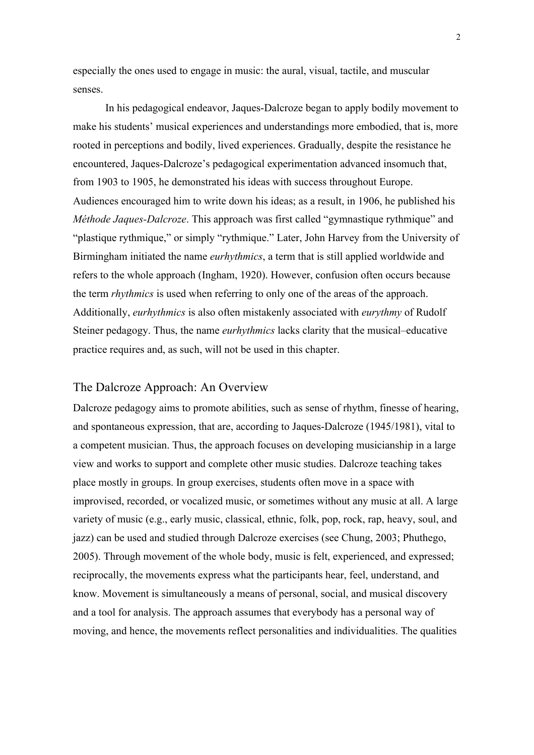especially the ones used to engage in music: the aural, visual, tactile, and muscular senses.

In his pedagogical endeavor, Jaques-Dalcroze began to apply bodily movement to make his students' musical experiences and understandings more embodied, that is, more rooted in perceptions and bodily, lived experiences. Gradually, despite the resistance he encountered, Jaques-Dalcroze's pedagogical experimentation advanced insomuch that, from 1903 to 1905, he demonstrated his ideas with success throughout Europe. Audiences encouraged him to write down his ideas; as a result, in 1906, he published his *Méthode Jaques-Dalcroze*. This approach was first called "gymnastique rythmique" and "plastique rythmique," or simply "rythmique." Later, John Harvey from the University of Birmingham initiated the name *eurhythmics*, a term that is still applied worldwide and refers to the whole approach (Ingham, 1920). However, confusion often occurs because the term *rhythmics* is used when referring to only one of the areas of the approach. Additionally, *eurhythmics* is also often mistakenly associated with *eurythmy* of Rudolf Steiner pedagogy. Thus, the name *eurhythmics* lacks clarity that the musical–educative practice requires and, as such, will not be used in this chapter.

## The Dalcroze Approach: An Overview

Dalcroze pedagogy aims to promote abilities, such as sense of rhythm, finesse of hearing, and spontaneous expression, that are, according to Jaques-Dalcroze (1945/1981), vital to a competent musician. Thus, the approach focuses on developing musicianship in a large view and works to support and complete other music studies. Dalcroze teaching takes place mostly in groups. In group exercises, students often move in a space with improvised, recorded, or vocalized music, or sometimes without any music at all. A large variety of music (e.g., early music, classical, ethnic, folk, pop, rock, rap, heavy, soul, and jazz) can be used and studied through Dalcroze exercises (see Chung, 2003; Phuthego, 2005). Through movement of the whole body, music is felt, experienced, and expressed; reciprocally, the movements express what the participants hear, feel, understand, and know. Movement is simultaneously a means of personal, social, and musical discovery and a tool for analysis. The approach assumes that everybody has a personal way of moving, and hence, the movements reflect personalities and individualities. The qualities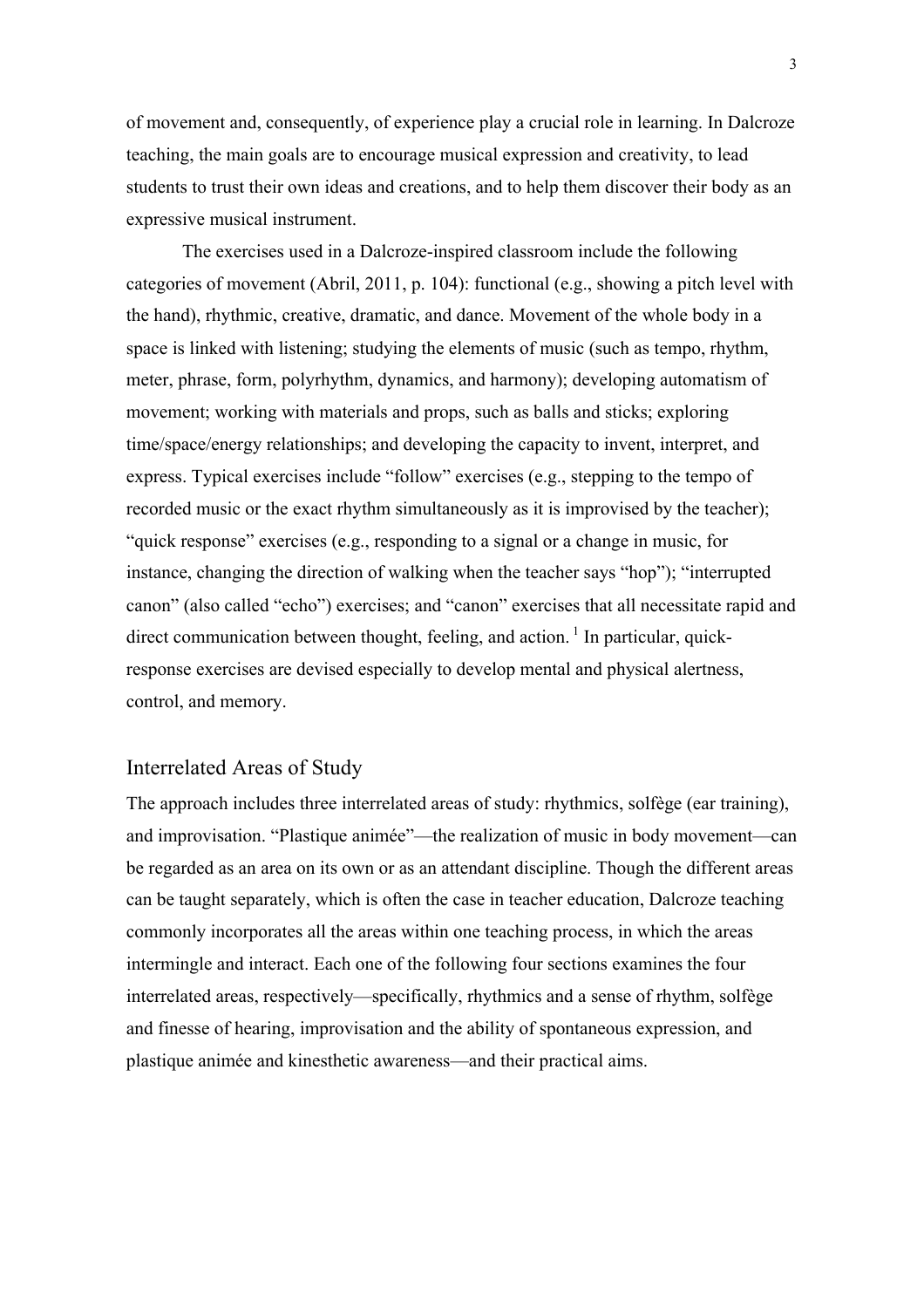of movement and, consequently, of experience play a crucial role in learning. In Dalcroze teaching, the main goals are to encourage musical expression and creativity, to lead students to trust their own ideas and creations, and to help them discover their body as an expressive musical instrument.

The exercises used in a Dalcroze-inspired classroom include the following categories of movement (Abril, 2011, p. 104): functional (e.g., showing a pitch level with the hand), rhythmic, creative, dramatic, and dance. Movement of the whole body in a space is linked with listening; studying the elements of music (such as tempo, rhythm, meter, phrase, form, polyrhythm, dynamics, and harmony); developing automatism of movement; working with materials and props, such as balls and sticks; exploring time/space/energy relationships; and developing the capacity to invent, interpret, and express. Typical exercises include "follow" exercises (e.g., stepping to the tempo of recorded music or the exact rhythm simultaneously as it is improvised by the teacher); "quick response" exercises (e.g., responding to a signal or a change in music, for instance, changing the direction of walking when the teacher says "hop"); "interrupted canon" (also called "echo") exercises; and "canon" exercises that all necessitate rapid and direct communication between thought, feeling, and action.[1] In particular, quick-response exercises are devised especially to develop mental and physical alertness, control, and memory.

## Interrelated Areas of Study

The approach includes three interrelated areas of study: rhythmics, solfège (ear training), and improvisation. "Plastique animée"—the realization of music in body movement—can be regarded as an area on its own or as an attendant discipline. Though the different areas can be taught separately, which is often the case in teacher education, Dalcroze teaching commonly incorporates all the areas within one teaching process, in which the areas intermingle and interact. Each one of the following four sections examines the four interrelated areas, respectively—specifically, rhythmics and a sense of rhythm, solfège and finesse of hearing, improvisation and the ability of spontaneous expression, and plastique animée and kinesthetic awareness—and their practical aims.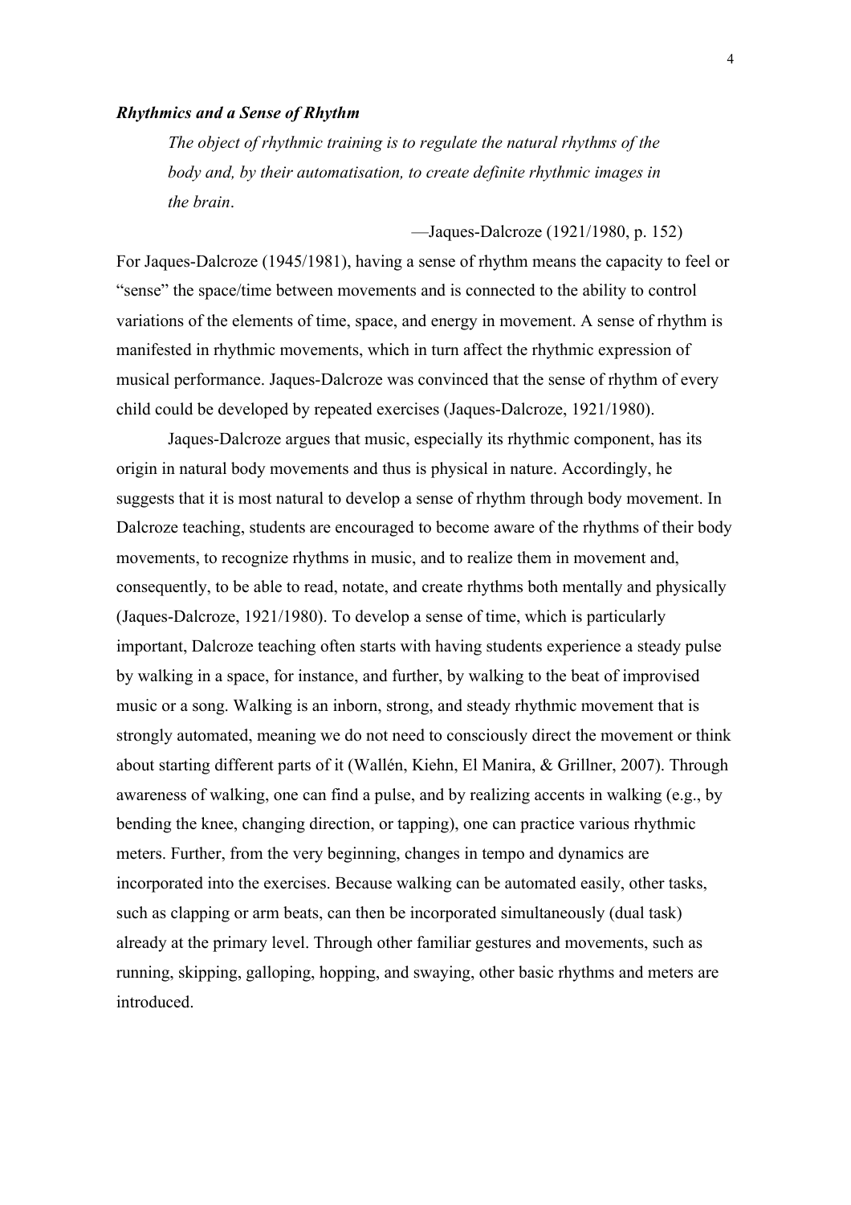### *Rhythmics and a Sense of Rhythm*

> *The object of rhythmic training is to regulate the natural rhythms of the body and, by their automatisation, to create definite rhythmic images in the brain*.
>
> —Jaques-Dalcroze (1921/1980, p. 152)

For Jaques-Dalcroze (1945/1981), having a sense of rhythm means the capacity to feel or "sense" the space/time between movements and is connected to the ability to control variations of the elements of time, space, and energy in movement. A sense of rhythm is manifested in rhythmic movements, which in turn affect the rhythmic expression of musical performance. Jaques-Dalcroze was convinced that the sense of rhythm of every child could be developed by repeated exercises (Jaques-Dalcroze, 1921/1980).

Jaques-Dalcroze argues that music, especially its rhythmic component, has its origin in natural body movements and thus is physical in nature. Accordingly, he suggests that it is most natural to develop a sense of rhythm through body movement. In Dalcroze teaching, students are encouraged to become aware of the rhythms of their body movements, to recognize rhythms in music, and to realize them in movement and, consequently, to be able to read, notate, and create rhythms both mentally and physically (Jaques-Dalcroze, 1921/1980). To develop a sense of time, which is particularly important, Dalcroze teaching often starts with having students experience a steady pulse by walking in a space, for instance, and further, by walking to the beat of improvised music or a song. Walking is an inborn, strong, and steady rhythmic movement that is strongly automated, meaning we do not need to consciously direct the movement or think about starting different parts of it (Wallén, Kiehn, El Manira, & Grillner, 2007). Through awareness of walking, one can find a pulse, and by realizing accents in walking (e.g., by bending the knee, changing direction, or tapping), one can practice various rhythmic meters. Further, from the very beginning, changes in tempo and dynamics are incorporated into the exercises. Because walking can be automated easily, other tasks, such as clapping or arm beats, can then be incorporated simultaneously (dual task) already at the primary level. Through other familiar gestures and movements, such as running, skipping, galloping, hopping, and swaying, other basic rhythms and meters are introduced.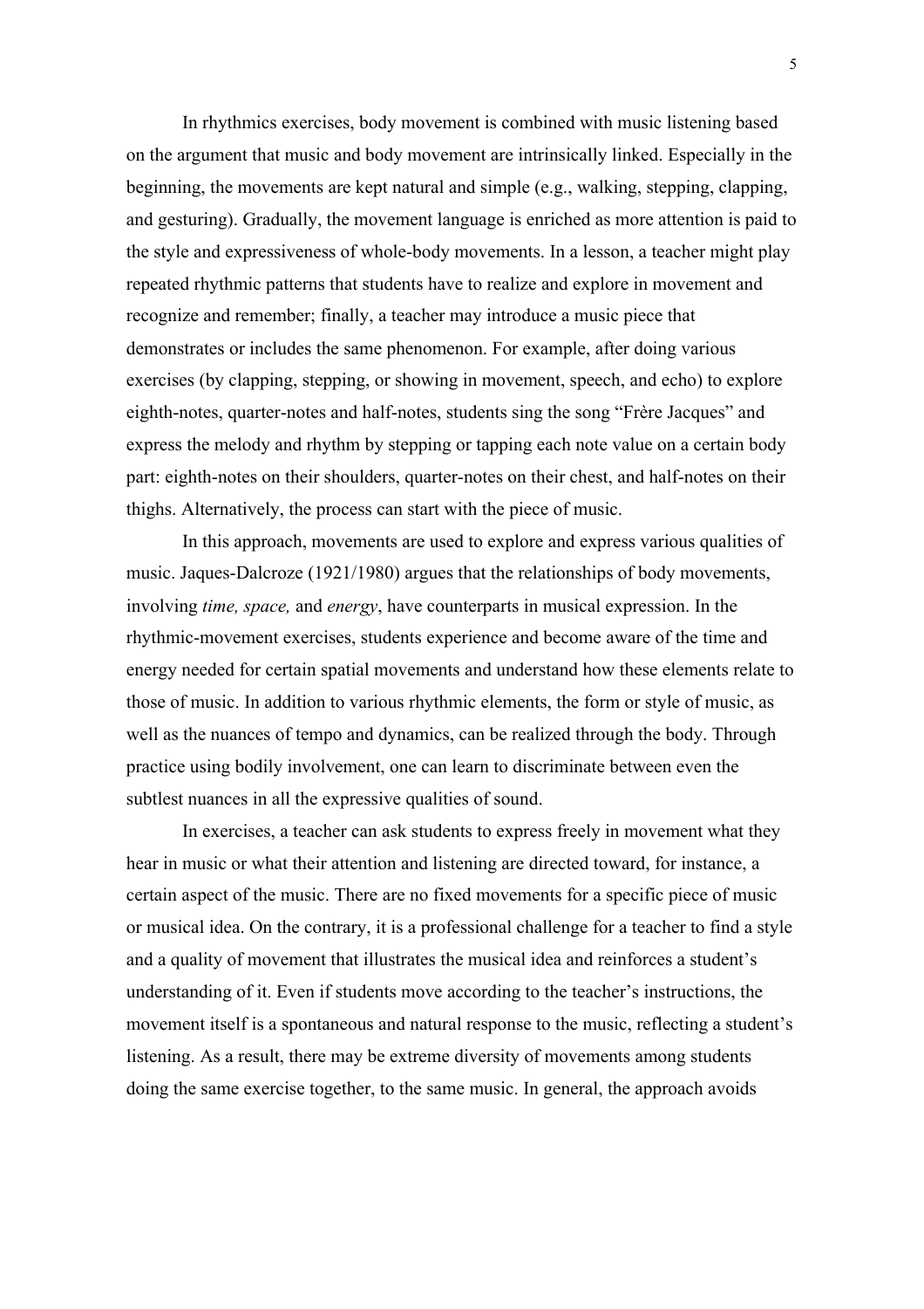In rhythmics exercises, body movement is combined with music listening based on the argument that music and body movement are intrinsically linked. Especially in the beginning, the movements are kept natural and simple (e.g., walking, stepping, clapping, and gesturing). Gradually, the movement language is enriched as more attention is paid to the style and expressiveness of whole-body movements. In a lesson, a teacher might play repeated rhythmic patterns that students have to realize and explore in movement and recognize and remember; finally, a teacher may introduce a music piece that demonstrates or includes the same phenomenon. For example, after doing various exercises (by clapping, stepping, or showing in movement, speech, and echo) to explore eighth-notes, quarter-notes and half-notes, students sing the song "Frère Jacques" and express the melody and rhythm by stepping or tapping each note value on a certain body part: eighth-notes on their shoulders, quarter-notes on their chest, and half-notes on their thighs. Alternatively, the process can start with the piece of music.

In this approach, movements are used to explore and express various qualities of music. Jaques-Dalcroze (1921/1980) argues that the relationships of body movements, involving *time, space,* and *energy*, have counterparts in musical expression. In the rhythmic-movement exercises, students experience and become aware of the time and energy needed for certain spatial movements and understand how these elements relate to those of music. In addition to various rhythmic elements, the form or style of music, as well as the nuances of tempo and dynamics, can be realized through the body. Through practice using bodily involvement, one can learn to discriminate between even the subtlest nuances in all the expressive qualities of sound.

In exercises, a teacher can ask students to express freely in movement what they hear in music or what their attention and listening are directed toward, for instance, a certain aspect of the music. There are no fixed movements for a specific piece of music or musical idea. On the contrary, it is a professional challenge for a teacher to find a style and a quality of movement that illustrates the musical idea and reinforces a student's understanding of it. Even if students move according to the teacher's instructions, the movement itself is a spontaneous and natural response to the music, reflecting a student's listening. As a result, there may be extreme diversity of movements among students doing the same exercise together, to the same music. In general, the approach avoids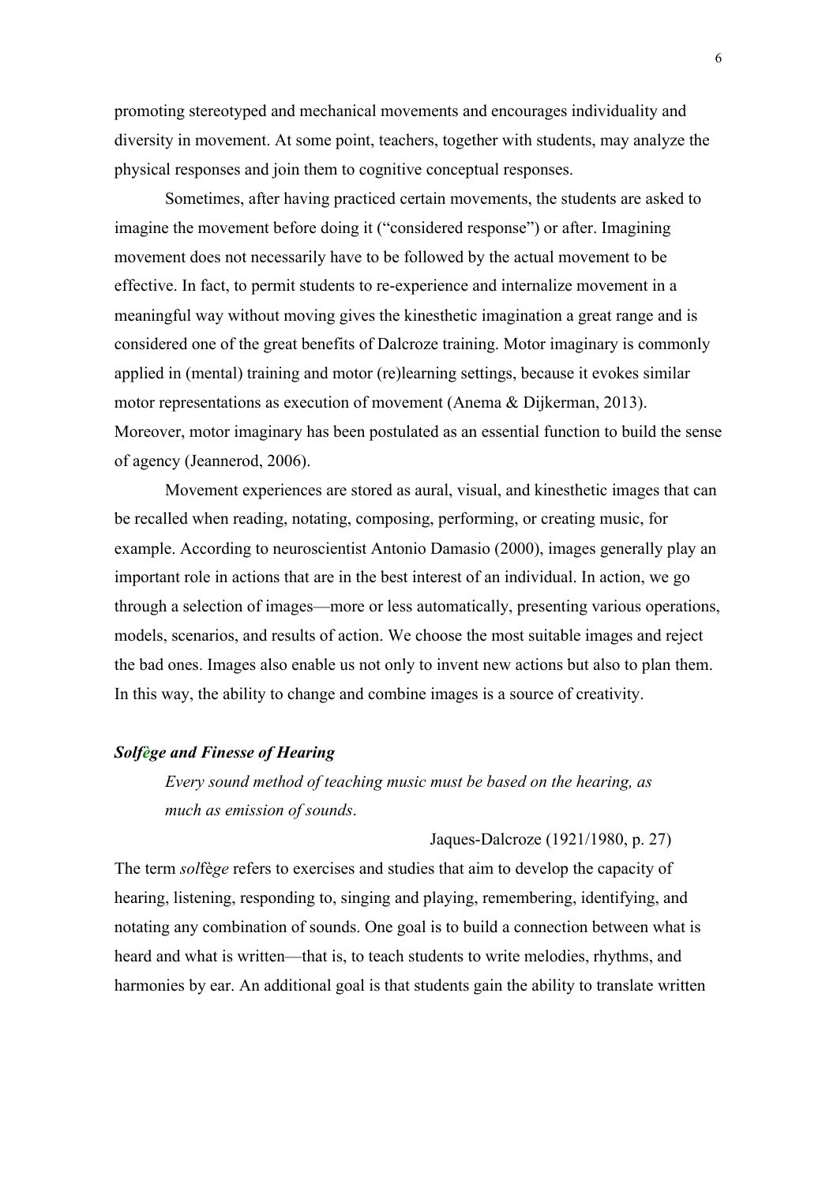promoting stereotyped and mechanical movements and encourages individuality and diversity in movement. At some point, teachers, together with students, may analyze the physical responses and join them to cognitive conceptual responses.

Sometimes, after having practiced certain movements, the students are asked to imagine the movement before doing it ("considered response") or after. Imagining movement does not necessarily have to be followed by the actual movement to be effective. In fact, to permit students to re-experience and internalize movement in a meaningful way without moving gives the kinesthetic imagination a great range and is considered one of the great benefits of Dalcroze training. Motor imaginary is commonly applied in (mental) training and motor (re)learning settings, because it evokes similar motor representations as execution of movement (Anema & Dijkerman, 2013). Moreover, motor imaginary has been postulated as an essential function to build the sense of agency (Jeannerod, 2006).

Movement experiences are stored as aural, visual, and kinesthetic images that can be recalled when reading, notating, composing, performing, or creating music, for example. According to neuroscientist Antonio Damasio (2000), images generally play an important role in actions that are in the best interest of an individual. In action, we go through a selection of images—more or less automatically, presenting various operations, models, scenarios, and results of action. We choose the most suitable images and reject the bad ones. Images also enable us not only to invent new actions but also to plan them. In this way, the ability to change and combine images is a source of creativity.

### ***Solfège and Finesse of Hearing***

> *Every sound method of teaching music must be based on the hearing, as much as emission of sounds*.
>
> Jaques-Dalcroze (1921/1980, p. 27)

The term *sol*fè*ge* refers to exercises and studies that aim to develop the capacity of hearing, listening, responding to, singing and playing, remembering, identifying, and notating any combination of sounds. One goal is to build a connection between what is heard and what is written—that is, to teach students to write melodies, rhythms, and harmonies by ear. An additional goal is that students gain the ability to translate written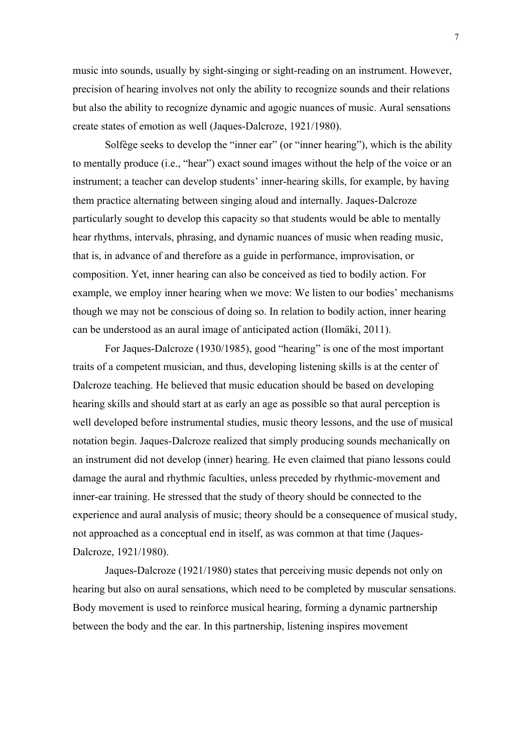music into sounds, usually by sight-singing or sight-reading on an instrument. However, precision of hearing involves not only the ability to recognize sounds and their relations but also the ability to recognize dynamic and agogic nuances of music. Aural sensations create states of emotion as well (Jaques-Dalcroze, 1921/1980).

Solfège seeks to develop the "inner ear" (or "inner hearing"), which is the ability to mentally produce (i.e., "hear") exact sound images without the help of the voice or an instrument; a teacher can develop students' inner-hearing skills, for example, by having them practice alternating between singing aloud and internally. Jaques-Dalcroze particularly sought to develop this capacity so that students would be able to mentally hear rhythms, intervals, phrasing, and dynamic nuances of music when reading music, that is, in advance of and therefore as a guide in performance, improvisation, or composition. Yet, inner hearing can also be conceived as tied to bodily action. For example, we employ inner hearing when we move: We listen to our bodies' mechanisms though we may not be conscious of doing so. In relation to bodily action, inner hearing can be understood as an aural image of anticipated action (Ilomäki, 2011).

For Jaques-Dalcroze (1930/1985), good "hearing" is one of the most important traits of a competent musician, and thus, developing listening skills is at the center of Dalcroze teaching. He believed that music education should be based on developing hearing skills and should start at as early an age as possible so that aural perception is well developed before instrumental studies, music theory lessons, and the use of musical notation begin. Jaques-Dalcroze realized that simply producing sounds mechanically on an instrument did not develop (inner) hearing. He even claimed that piano lessons could damage the aural and rhythmic faculties, unless preceded by rhythmic-movement and inner-ear training. He stressed that the study of theory should be connected to the experience and aural analysis of music; theory should be a consequence of musical study, not approached as a conceptual end in itself, as was common at that time (Jaques-Dalcroze, 1921/1980).

Jaques-Dalcroze (1921/1980) states that perceiving music depends not only on hearing but also on aural sensations, which need to be completed by muscular sensations. Body movement is used to reinforce musical hearing, forming a dynamic partnership between the body and the ear. In this partnership, listening inspires movement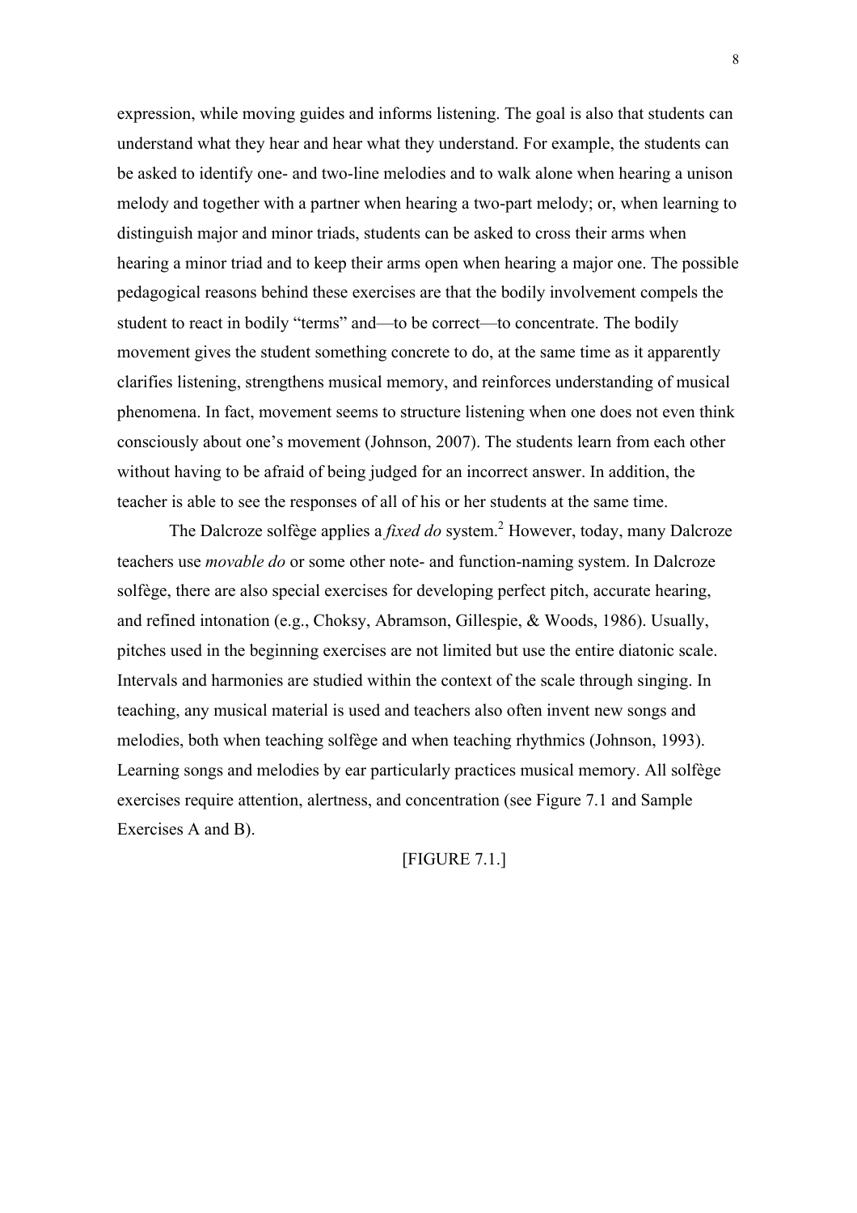expression, while moving guides and informs listening. The goal is also that students can understand what they hear and hear what they understand. For example, the students can be asked to identify one- and two-line melodies and to walk alone when hearing a unison melody and together with a partner when hearing a two-part melody; or, when learning to distinguish major and minor triads, students can be asked to cross their arms when hearing a minor triad and to keep their arms open when hearing a major one. The possible pedagogical reasons behind these exercises are that the bodily involvement compels the student to react in bodily "terms" and—to be correct—to concentrate. The bodily movement gives the student something concrete to do, at the same time as it apparently clarifies listening, strengthens musical memory, and reinforces understanding of musical phenomena. In fact, movement seems to structure listening when one does not even think consciously about one's movement (Johnson, 2007). The students learn from each other without having to be afraid of being judged for an incorrect answer. In addition, the teacher is able to see the responses of all of his or her students at the same time.

The Dalcroze solfège applies a *fixed do* system.[2] However, today, many Dalcroze teachers use *movable do* or some other note- and function-naming system. In Dalcroze solfège, there are also special exercises for developing perfect pitch, accurate hearing, and refined intonation (e.g., Choksy, Abramson, Gillespie, & Woods, 1986). Usually, pitches used in the beginning exercises are not limited but use the entire diatonic scale. Intervals and harmonies are studied within the context of the scale through singing. In teaching, any musical material is used and teachers also often invent new songs and melodies, both when teaching solfège and when teaching rhythmics (Johnson, 1993). Learning songs and melodies by ear particularly practices musical memory. All solfège exercises require attention, alertness, and concentration (see Figure 7.1 and Sample Exercises A and B).

[FIGURE 7.1.]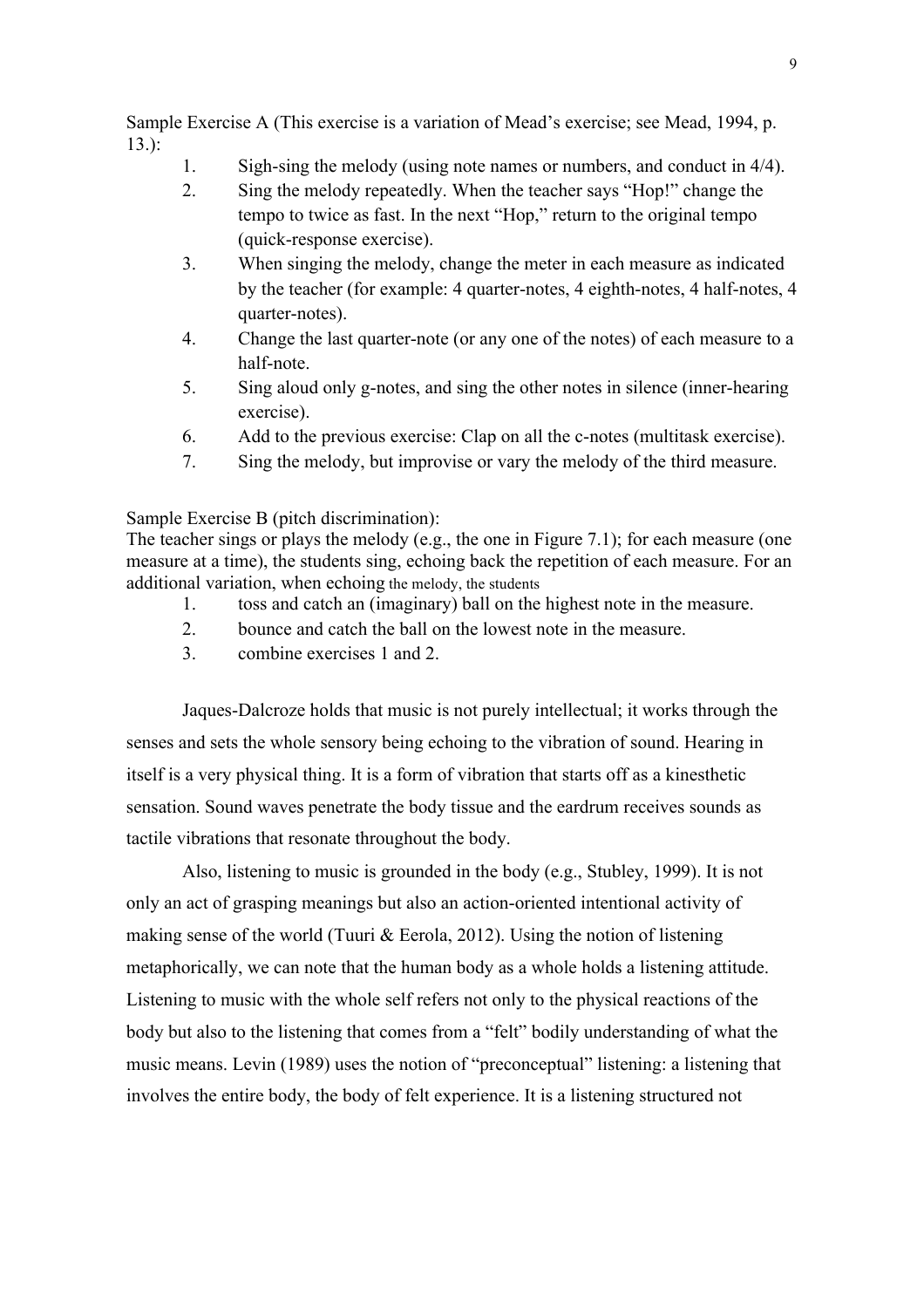Sample Exercise A (This exercise is a variation of Mead's exercise; see Mead, 1994, p. 13.):

1. Sigh-sing the melody (using note names or numbers, and conduct in 4/4).
2. Sing the melody repeatedly. When the teacher says "Hop!" change the tempo to twice as fast. In the next "Hop," return to the original tempo (quick-response exercise).
3. When singing the melody, change the meter in each measure as indicated by the teacher (for example: 4 quarter-notes, 4 eighth-notes, 4 half-notes, 4 quarter-notes).
4. Change the last quarter-note (or any one of the notes) of each measure to a half-note.
5. Sing aloud only g-notes, and sing the other notes in silence (inner-hearing exercise).
6. Add to the previous exercise: Clap on all the c-notes (multitask exercise).
7. Sing the melody, but improvise or vary the melody of the third measure.

Sample Exercise B (pitch discrimination):
The teacher sings or plays the melody (e.g., the one in Figure 7.1); for each measure (one measure at a time), the students sing, echoing back the repetition of each measure. For an additional variation, when echoing the melody, the students

1. toss and catch an (imaginary) ball on the highest note in the measure.
2. bounce and catch the ball on the lowest note in the measure.
3. combine exercises 1 and 2.

Jaques-Dalcroze holds that music is not purely intellectual; it works through the senses and sets the whole sensory being echoing to the vibration of sound. Hearing in itself is a very physical thing. It is a form of vibration that starts off as a kinesthetic sensation. Sound waves penetrate the body tissue and the eardrum receives sounds as tactile vibrations that resonate throughout the body.

Also, listening to music is grounded in the body (e.g., Stubley, 1999). It is not only an act of grasping meanings but also an action-oriented intentional activity of making sense of the world (Tuuri & Eerola, 2012). Using the notion of listening metaphorically, we can note that the human body as a whole holds a listening attitude. Listening to music with the whole self refers not only to the physical reactions of the body but also to the listening that comes from a "felt" bodily understanding of what the music means. Levin (1989) uses the notion of "preconceptual" listening: a listening that involves the entire body, the body of felt experience. It is a listening structured not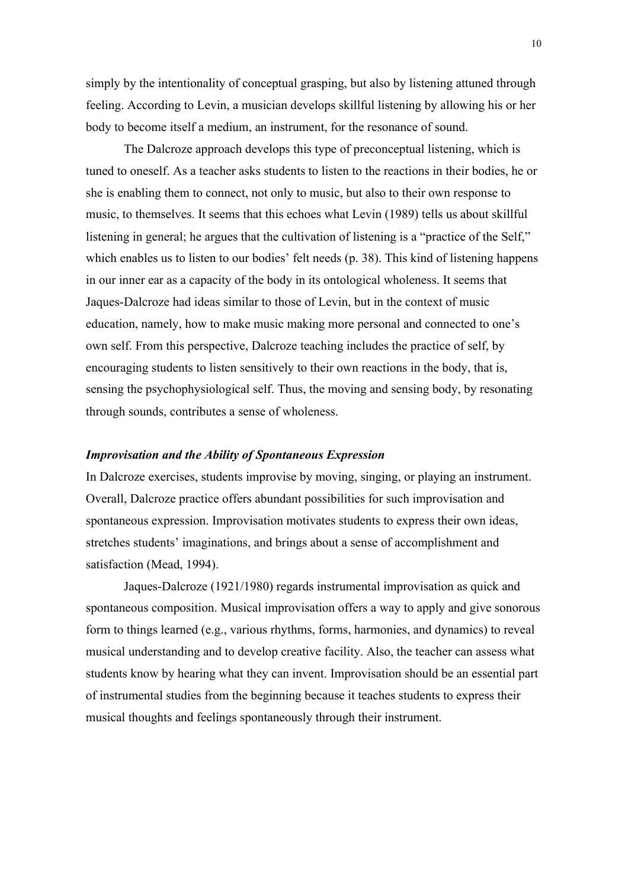simply by the intentionality of conceptual grasping, but also by listening attuned through feeling. According to Levin, a musician develops skillful listening by allowing his or her body to become itself a medium, an instrument, for the resonance of sound.

The Dalcroze approach develops this type of preconceptual listening, which is tuned to oneself. As a teacher asks students to listen to the reactions in their bodies, he or she is enabling them to connect, not only to music, but also to their own response to music, to themselves. It seems that this echoes what Levin (1989) tells us about skillful listening in general; he argues that the cultivation of listening is a "practice of the Self," which enables us to listen to our bodies' felt needs (p. 38). This kind of listening happens in our inner ear as a capacity of the body in its ontological wholeness. It seems that Jaques-Dalcroze had ideas similar to those of Levin, but in the context of music education, namely, how to make music making more personal and connected to one's own self. From this perspective, Dalcroze teaching includes the practice of self, by encouraging students to listen sensitively to their own reactions in the body, that is, sensing the psychophysiological self. Thus, the moving and sensing body, by resonating through sounds, contributes a sense of wholeness.

### *Improvisation and the Ability of Spontaneous Expression*

In Dalcroze exercises, students improvise by moving, singing, or playing an instrument. Overall, Dalcroze practice offers abundant possibilities for such improvisation and spontaneous expression. Improvisation motivates students to express their own ideas, stretches students' imaginations, and brings about a sense of accomplishment and satisfaction (Mead, 1994).

Jaques-Dalcroze (1921/1980) regards instrumental improvisation as quick and spontaneous composition. Musical improvisation offers a way to apply and give sonorous form to things learned (e.g., various rhythms, forms, harmonies, and dynamics) to reveal musical understanding and to develop creative facility. Also, the teacher can assess what students know by hearing what they can invent. Improvisation should be an essential part of instrumental studies from the beginning because it teaches students to express their musical thoughts and feelings spontaneously through their instrument.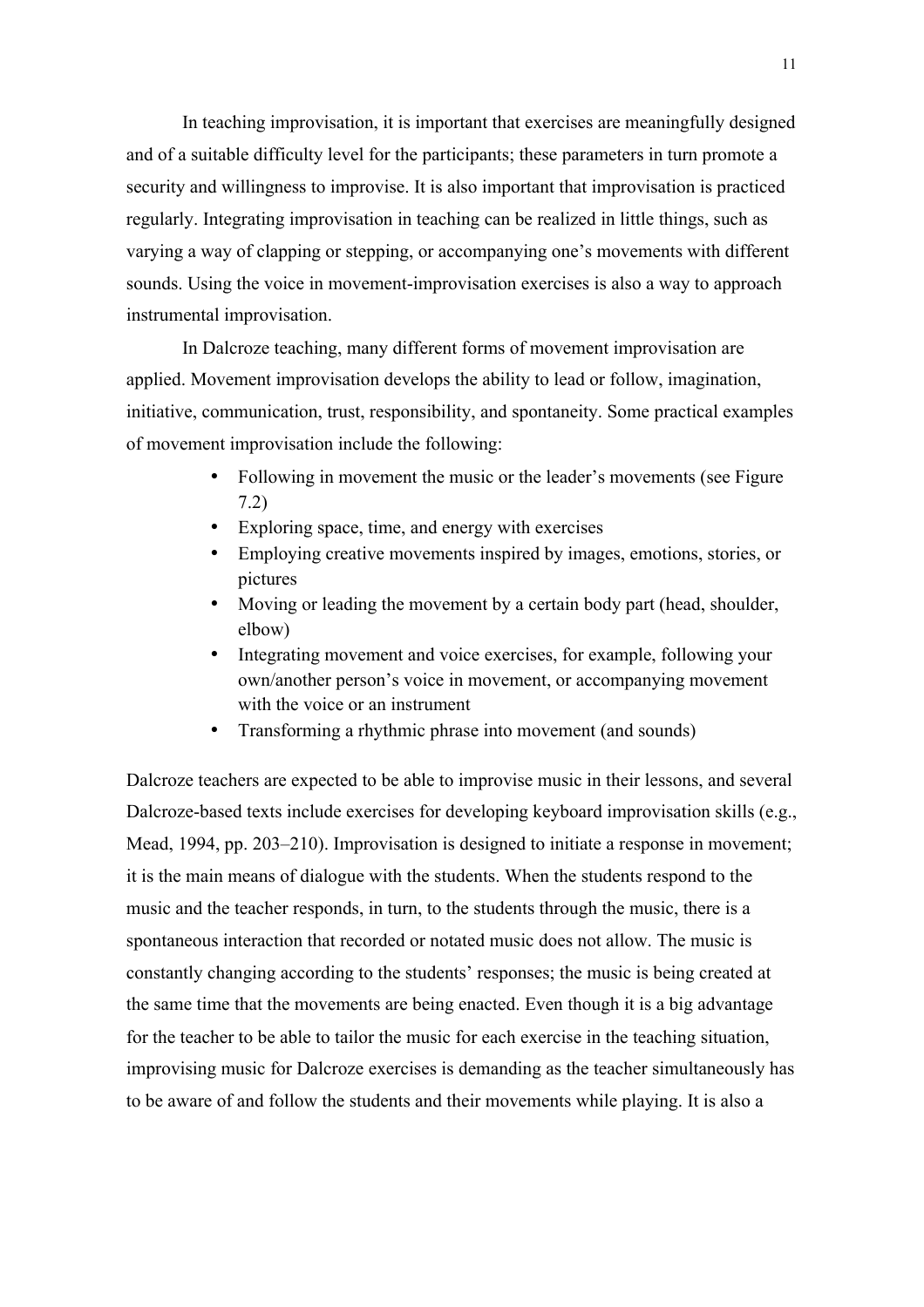In teaching improvisation, it is important that exercises are meaningfully designed and of a suitable difficulty level for the participants; these parameters in turn promote a security and willingness to improvise. It is also important that improvisation is practiced regularly. Integrating improvisation in teaching can be realized in little things, such as varying a way of clapping or stepping, or accompanying one's movements with different sounds. Using the voice in movement-improvisation exercises is also a way to approach instrumental improvisation.

In Dalcroze teaching, many different forms of movement improvisation are applied. Movement improvisation develops the ability to lead or follow, imagination, initiative, communication, trust, responsibility, and spontaneity. Some practical examples of movement improvisation include the following:

- Following in movement the music or the leader's movements (see Figure 7.2)
- Exploring space, time, and energy with exercises
- Employing creative movements inspired by images, emotions, stories, or pictures
- Moving or leading the movement by a certain body part (head, shoulder, elbow)
- Integrating movement and voice exercises, for example, following your own/another person's voice in movement, or accompanying movement with the voice or an instrument
- Transforming a rhythmic phrase into movement (and sounds)

Dalcroze teachers are expected to be able to improvise music in their lessons, and several Dalcroze-based texts include exercises for developing keyboard improvisation skills (e.g., Mead, 1994, pp. 203–210). Improvisation is designed to initiate a response in movement; it is the main means of dialogue with the students. When the students respond to the music and the teacher responds, in turn, to the students through the music, there is a spontaneous interaction that recorded or notated music does not allow. The music is constantly changing according to the students' responses; the music is being created at the same time that the movements are being enacted. Even though it is a big advantage for the teacher to be able to tailor the music for each exercise in the teaching situation, improvising music for Dalcroze exercises is demanding as the teacher simultaneously has to be aware of and follow the students and their movements while playing. It is also a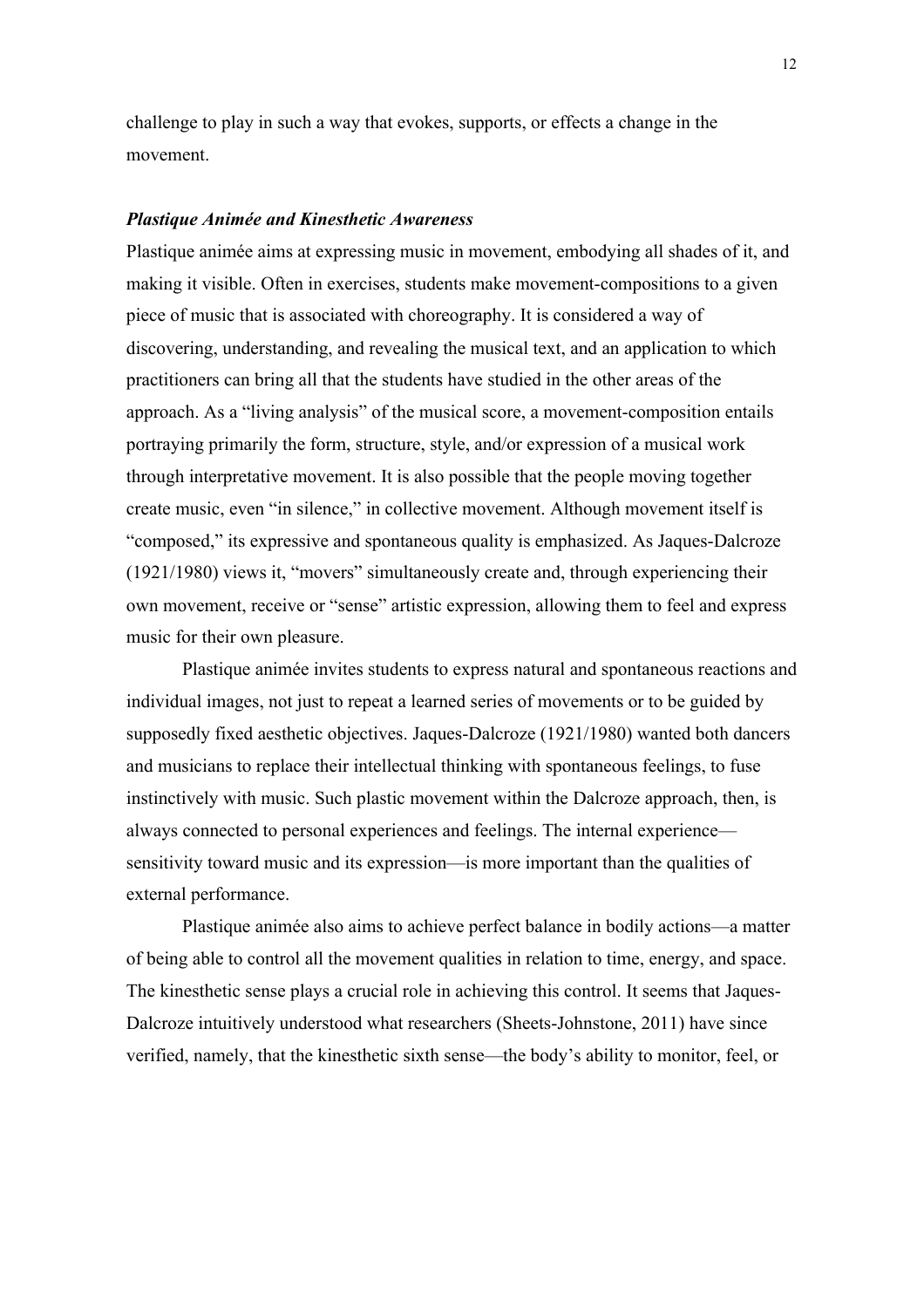challenge to play in such a way that evokes, supports, or effects a change in the movement.

### *Plastique Animée and Kinesthetic Awareness*

Plastique animée aims at expressing music in movement, embodying all shades of it, and making it visible. Often in exercises, students make movement-compositions to a given piece of music that is associated with choreography. It is considered a way of discovering, understanding, and revealing the musical text, and an application to which practitioners can bring all that the students have studied in the other areas of the approach. As a "living analysis" of the musical score, a movement-composition entails portraying primarily the form, structure, style, and/or expression of a musical work through interpretative movement. It is also possible that the people moving together create music, even "in silence," in collective movement. Although movement itself is "composed," its expressive and spontaneous quality is emphasized. As Jaques-Dalcroze (1921/1980) views it, "movers" simultaneously create and, through experiencing their own movement, receive or "sense" artistic expression, allowing them to feel and express music for their own pleasure.

Plastique animée invites students to express natural and spontaneous reactions and individual images, not just to repeat a learned series of movements or to be guided by supposedly fixed aesthetic objectives. Jaques-Dalcroze (1921/1980) wanted both dancers and musicians to replace their intellectual thinking with spontaneous feelings, to fuse instinctively with music. Such plastic movement within the Dalcroze approach, then, is always connected to personal experiences and feelings. The internal experience—sensitivity toward music and its expression—is more important than the qualities of external performance.

Plastique animée also aims to achieve perfect balance in bodily actions—a matter of being able to control all the movement qualities in relation to time, energy, and space. The kinesthetic sense plays a crucial role in achieving this control. It seems that Jaques-Dalcroze intuitively understood what researchers (Sheets-Johnstone, 2011) have since verified, namely, that the kinesthetic sixth sense—the body's ability to monitor, feel, or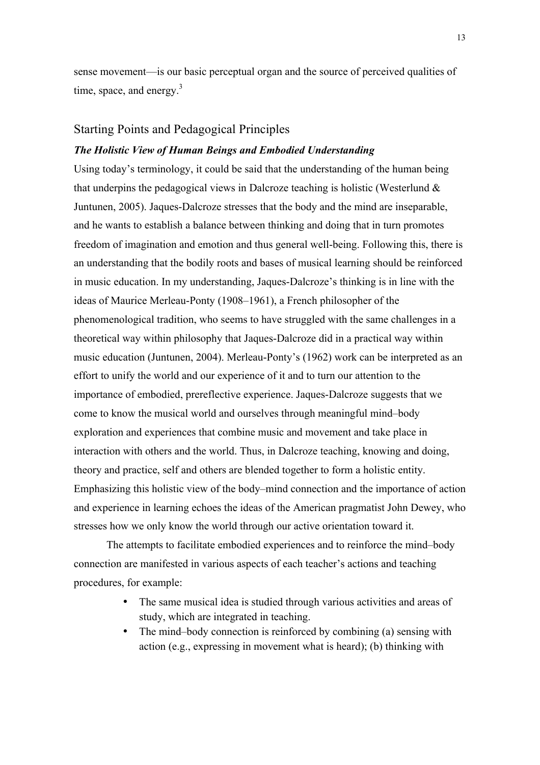sense movement—is our basic perceptual organ and the source of perceived qualities of time, space, and energy.[3]

## Starting Points and Pedagogical Principles

### ***The Holistic View of Human Beings and Embodied Understanding***

Using today's terminology, it could be said that the understanding of the human being that underpins the pedagogical views in Dalcroze teaching is holistic (Westerlund & Juntunen, 2005). Jaques-Dalcroze stresses that the body and the mind are inseparable, and he wants to establish a balance between thinking and doing that in turn promotes freedom of imagination and emotion and thus general well-being. Following this, there is an understanding that the bodily roots and bases of musical learning should be reinforced in music education. In my understanding, Jaques-Dalcroze's thinking is in line with the ideas of Maurice Merleau-Ponty (1908–1961), a French philosopher of the phenomenological tradition, who seems to have struggled with the same challenges in a theoretical way within philosophy that Jaques-Dalcroze did in a practical way within music education (Juntunen, 2004). Merleau-Ponty's (1962) work can be interpreted as an effort to unify the world and our experience of it and to turn our attention to the importance of embodied, prereflective experience. Jaques-Dalcroze suggests that we come to know the musical world and ourselves through meaningful mind–body exploration and experiences that combine music and movement and take place in interaction with others and the world. Thus, in Dalcroze teaching, knowing and doing, theory and practice, self and others are blended together to form a holistic entity. Emphasizing this holistic view of the body–mind connection and the importance of action and experience in learning echoes the ideas of the American pragmatist John Dewey, who stresses how we only know the world through our active orientation toward it.

The attempts to facilitate embodied experiences and to reinforce the mind–body connection are manifested in various aspects of each teacher's actions and teaching procedures, for example:

- The same musical idea is studied through various activities and areas of study, which are integrated in teaching.
- The mind–body connection is reinforced by combining (a) sensing with action (e.g., expressing in movement what is heard); (b) thinking with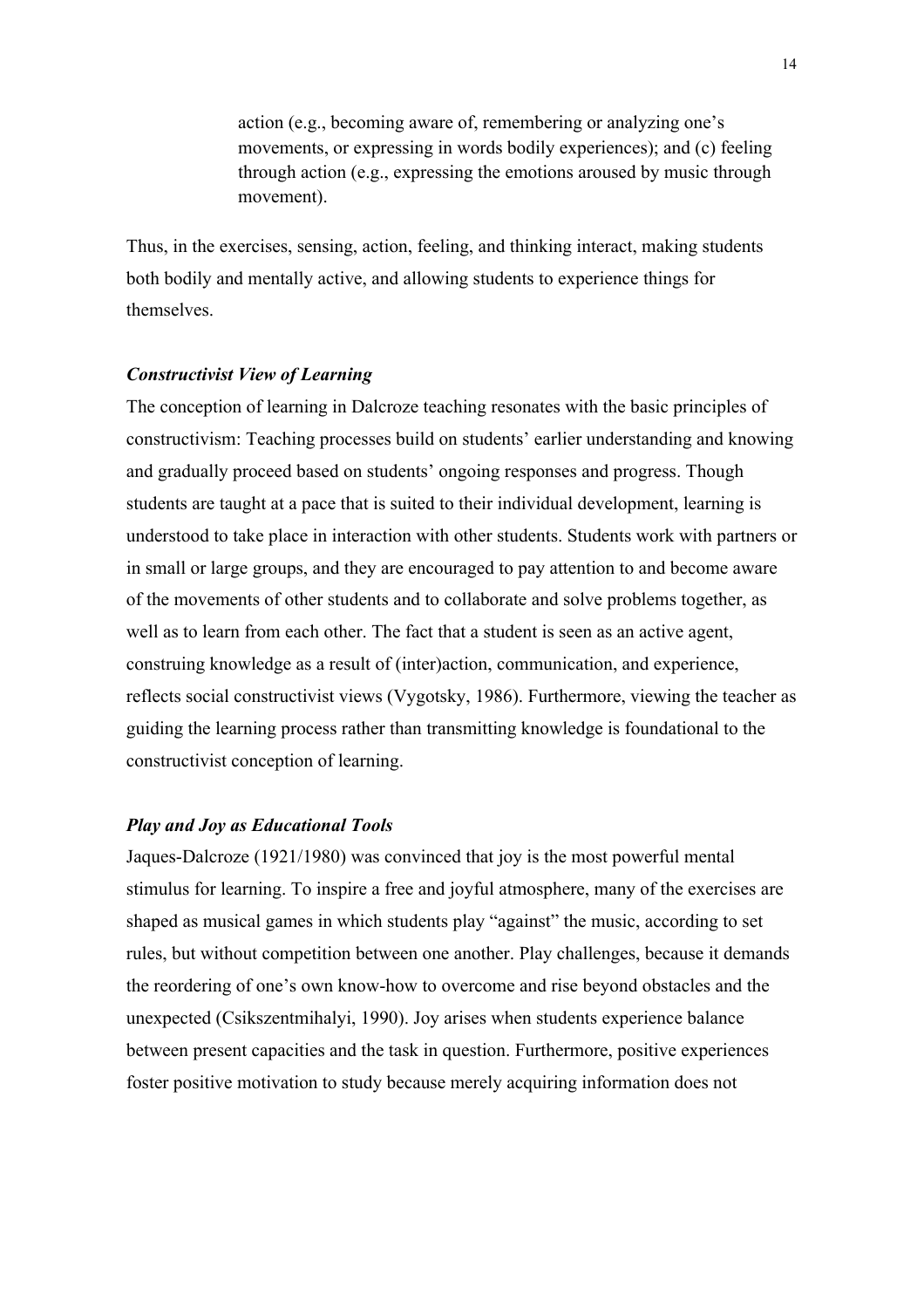> action (e.g., becoming aware of, remembering or analyzing one's movements, or expressing in words bodily experiences); and (c) feeling through action (e.g., expressing the emotions aroused by music through movement).

Thus, in the exercises, sensing, action, feeling, and thinking interact, making students both bodily and mentally active, and allowing students to experience things for themselves.

### *Constructivist View of Learning*

The conception of learning in Dalcroze teaching resonates with the basic principles of constructivism: Teaching processes build on students' earlier understanding and knowing and gradually proceed based on students' ongoing responses and progress. Though students are taught at a pace that is suited to their individual development, learning is understood to take place in interaction with other students. Students work with partners or in small or large groups, and they are encouraged to pay attention to and become aware of the movements of other students and to collaborate and solve problems together, as well as to learn from each other. The fact that a student is seen as an active agent, construing knowledge as a result of (inter)action, communication, and experience, reflects social constructivist views (Vygotsky, 1986). Furthermore, viewing the teacher as guiding the learning process rather than transmitting knowledge is foundational to the constructivist conception of learning.

### *Play and Joy as Educational Tools*

Jaques-Dalcroze (1921/1980) was convinced that joy is the most powerful mental stimulus for learning. To inspire a free and joyful atmosphere, many of the exercises are shaped as musical games in which students play "against" the music, according to set rules, but without competition between one another. Play challenges, because it demands the reordering of one's own know-how to overcome and rise beyond obstacles and the unexpected (Csikszentmihalyi, 1990). Joy arises when students experience balance between present capacities and the task in question. Furthermore, positive experiences foster positive motivation to study because merely acquiring information does not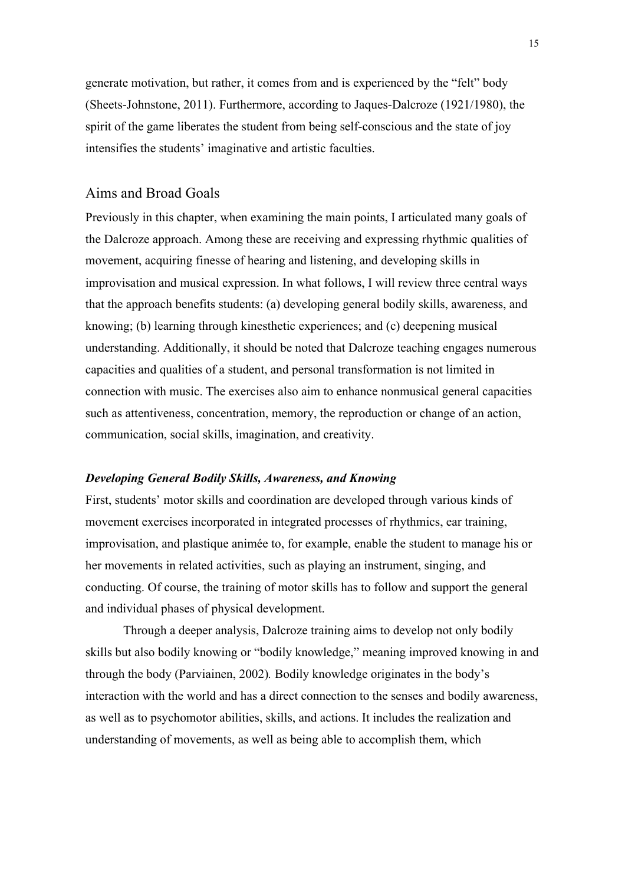generate motivation, but rather, it comes from and is experienced by the "felt" body (Sheets-Johnstone, 2011). Furthermore, according to Jaques-Dalcroze (1921/1980), the spirit of the game liberates the student from being self-conscious and the state of joy intensifies the students' imaginative and artistic faculties.

## Aims and Broad Goals

Previously in this chapter, when examining the main points, I articulated many goals of the Dalcroze approach. Among these are receiving and expressing rhythmic qualities of movement, acquiring finesse of hearing and listening, and developing skills in improvisation and musical expression. In what follows, I will review three central ways that the approach benefits students: (a) developing general bodily skills, awareness, and knowing; (b) learning through kinesthetic experiences; and (c) deepening musical understanding. Additionally, it should be noted that Dalcroze teaching engages numerous capacities and qualities of a student, and personal transformation is not limited in connection with music. The exercises also aim to enhance nonmusical general capacities such as attentiveness, concentration, memory, the reproduction or change of an action, communication, social skills, imagination, and creativity.

### ***Developing General Bodily Skills, Awareness, and Knowing***

First, students' motor skills and coordination are developed through various kinds of movement exercises incorporated in integrated processes of rhythmics, ear training, improvisation, and plastique animée to, for example, enable the student to manage his or her movements in related activities, such as playing an instrument, singing, and conducting. Of course, the training of motor skills has to follow and support the general and individual phases of physical development.

Through a deeper analysis, Dalcroze training aims to develop not only bodily skills but also bodily knowing or "bodily knowledge," meaning improved knowing in and through the body (Parviainen, 2002). Bodily knowledge originates in the body's interaction with the world and has a direct connection to the senses and bodily awareness, as well as to psychomotor abilities, skills, and actions. It includes the realization and understanding of movements, as well as being able to accomplish them, which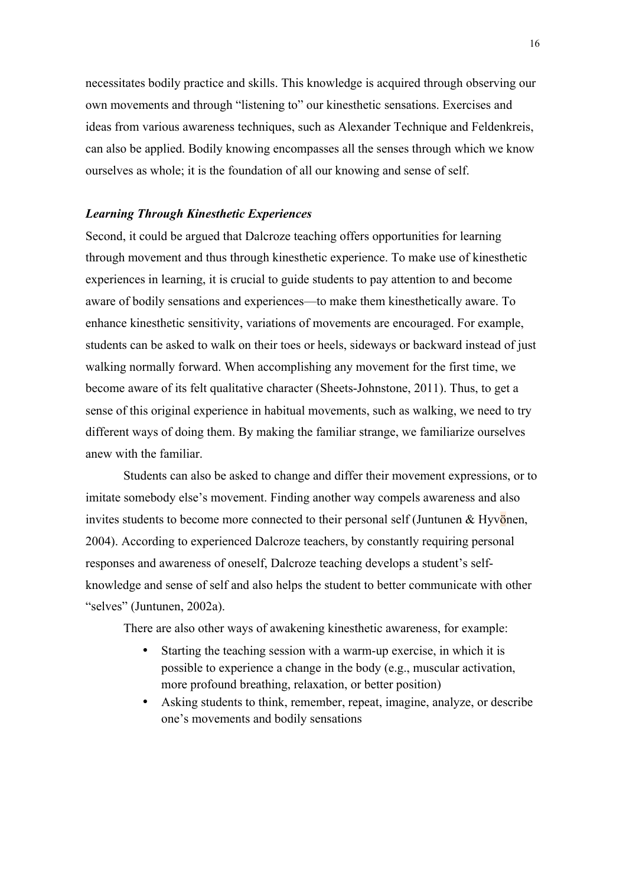necessitates bodily practice and skills. This knowledge is acquired through observing our own movements and through "listening to" our kinesthetic sensations. Exercises and ideas from various awareness techniques, such as Alexander Technique and Feldenkreis, can also be applied. Bodily knowing encompasses all the senses through which we know ourselves as whole; it is the foundation of all our knowing and sense of self.

### *Learning Through Kinesthetic Experiences*

Second, it could be argued that Dalcroze teaching offers opportunities for learning through movement and thus through kinesthetic experience. To make use of kinesthetic experiences in learning, it is crucial to guide students to pay attention to and become aware of bodily sensations and experiences—to make them kinesthetically aware. To enhance kinesthetic sensitivity, variations of movements are encouraged. For example, students can be asked to walk on their toes or heels, sideways or backward instead of just walking normally forward. When accomplishing any movement for the first time, we become aware of its felt qualitative character (Sheets-Johnstone, 2011). Thus, to get a sense of this original experience in habitual movements, such as walking, we need to try different ways of doing them. By making the familiar strange, we familiarize ourselves anew with the familiar.

Students can also be asked to change and differ their movement expressions, or to imitate somebody else's movement. Finding another way compels awareness and also invites students to become more connected to their personal self (Juntunen & Hyvönen, 2004). According to experienced Dalcroze teachers, by constantly requiring personal responses and awareness of oneself, Dalcroze teaching develops a student's self-knowledge and sense of self and also helps the student to better communicate with other "selves" (Juntunen, 2002a).

There are also other ways of awakening kinesthetic awareness, for example:

- Starting the teaching session with a warm-up exercise, in which it is possible to experience a change in the body (e.g., muscular activation, more profound breathing, relaxation, or better position)
- Asking students to think, remember, repeat, imagine, analyze, or describe one's movements and bodily sensations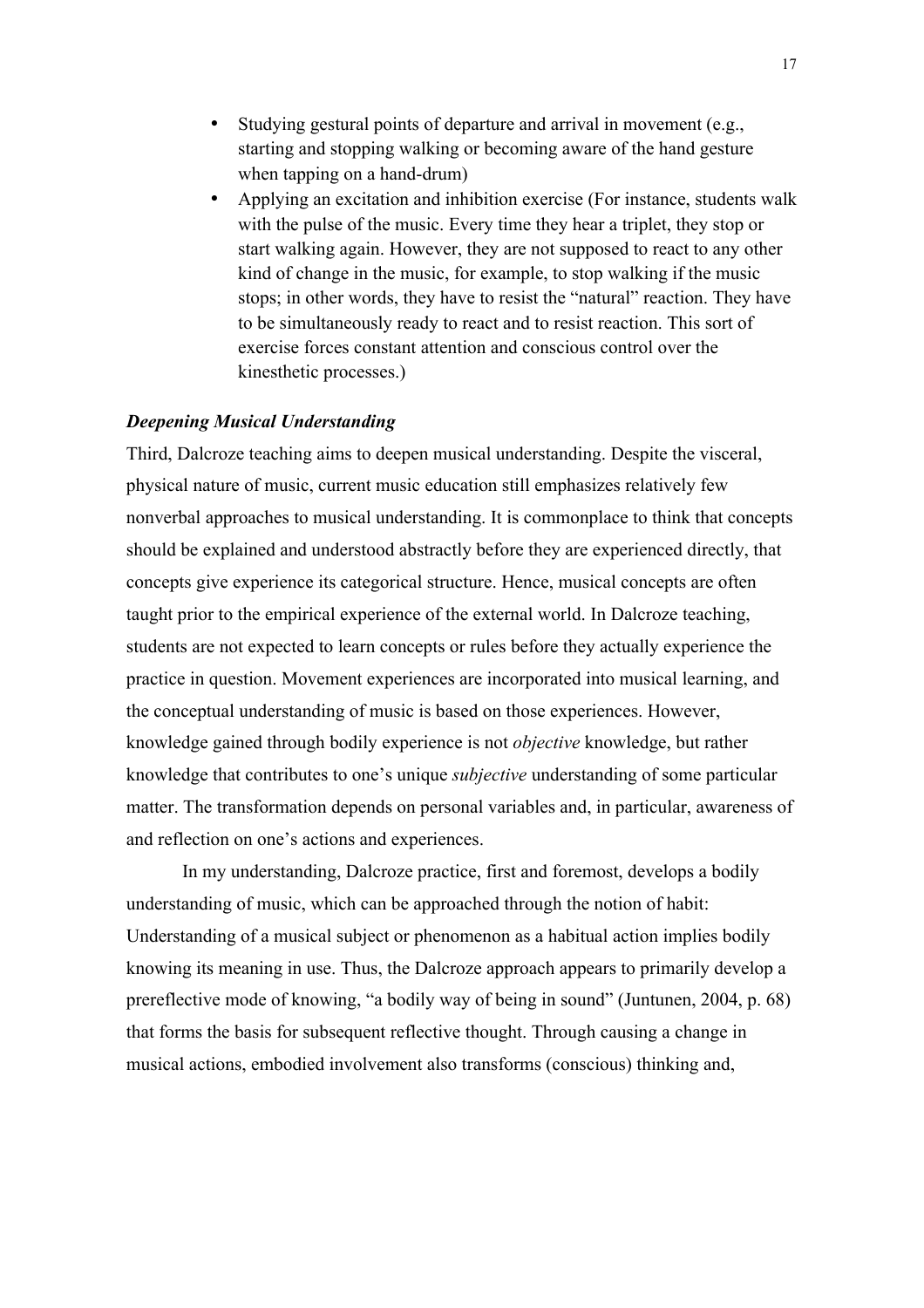- Studying gestural points of departure and arrival in movement (e.g., starting and stopping walking or becoming aware of the hand gesture when tapping on a hand-drum)
- Applying an excitation and inhibition exercise (For instance, students walk with the pulse of the music. Every time they hear a triplet, they stop or start walking again. However, they are not supposed to react to any other kind of change in the music, for example, to stop walking if the music stops; in other words, they have to resist the "natural" reaction. They have to be simultaneously ready to react and to resist reaction. This sort of exercise forces constant attention and conscious control over the kinesthetic processes.)

***Deepening Musical Understanding***

Third, Dalcroze teaching aims to deepen musical understanding. Despite the visceral, physical nature of music, current music education still emphasizes relatively few nonverbal approaches to musical understanding. It is commonplace to think that concepts should be explained and understood abstractly before they are experienced directly, that concepts give experience its categorical structure. Hence, musical concepts are often taught prior to the empirical experience of the external world. In Dalcroze teaching, students are not expected to learn concepts or rules before they actually experience the practice in question. Movement experiences are incorporated into musical learning, and the conceptual understanding of music is based on those experiences. However, knowledge gained through bodily experience is not *objective* knowledge, but rather knowledge that contributes to one's unique *subjective* understanding of some particular matter. The transformation depends on personal variables and, in particular, awareness of and reflection on one's actions and experiences.

In my understanding, Dalcroze practice, first and foremost, develops a bodily understanding of music, which can be approached through the notion of habit: Understanding of a musical subject or phenomenon as a habitual action implies bodily knowing its meaning in use. Thus, the Dalcroze approach appears to primarily develop a prereflective mode of knowing, "a bodily way of being in sound" (Juntunen, 2004, p. 68) that forms the basis for subsequent reflective thought. Through causing a change in musical actions, embodied involvement also transforms (conscious) thinking and,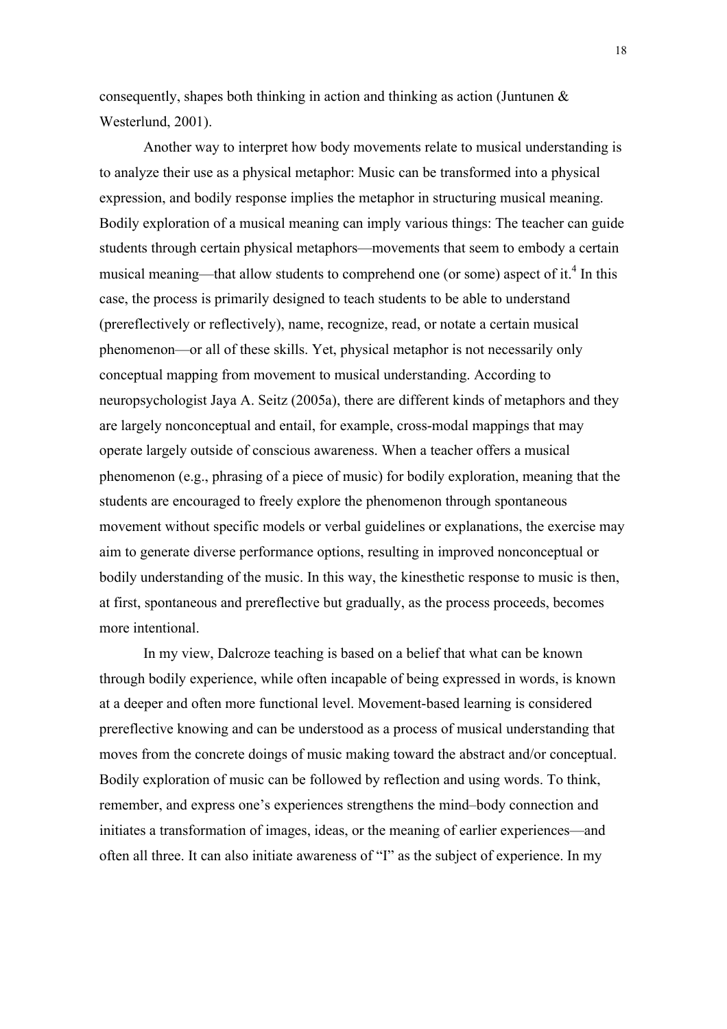consequently, shapes both thinking in action and thinking as action (Juntunen & Westerlund, 2001).

Another way to interpret how body movements relate to musical understanding is to analyze their use as a physical metaphor: Music can be transformed into a physical expression, and bodily response implies the metaphor in structuring musical meaning. Bodily exploration of a musical meaning can imply various things: The teacher can guide students through certain physical metaphors—movements that seem to embody a certain musical meaning—that allow students to comprehend one (or some) aspect of it.[4] In this case, the process is primarily designed to teach students to be able to understand (prereflectively or reflectively), name, recognize, read, or notate a certain musical phenomenon—or all of these skills. Yet, physical metaphor is not necessarily only conceptual mapping from movement to musical understanding. According to neuropsychologist Jaya A. Seitz (2005a), there are different kinds of metaphors and they are largely nonconceptual and entail, for example, cross-modal mappings that may operate largely outside of conscious awareness. When a teacher offers a musical phenomenon (e.g., phrasing of a piece of music) for bodily exploration, meaning that the students are encouraged to freely explore the phenomenon through spontaneous movement without specific models or verbal guidelines or explanations, the exercise may aim to generate diverse performance options, resulting in improved nonconceptual or bodily understanding of the music. In this way, the kinesthetic response to music is then, at first, spontaneous and prereflective but gradually, as the process proceeds, becomes more intentional.

In my view, Dalcroze teaching is based on a belief that what can be known through bodily experience, while often incapable of being expressed in words, is known at a deeper and often more functional level. Movement-based learning is considered prereflective knowing and can be understood as a process of musical understanding that moves from the concrete doings of music making toward the abstract and/or conceptual. Bodily exploration of music can be followed by reflection and using words. To think, remember, and express one's experiences strengthens the mind–body connection and initiates a transformation of images, ideas, or the meaning of earlier experiences—and often all three. It can also initiate awareness of "I" as the subject of experience. In my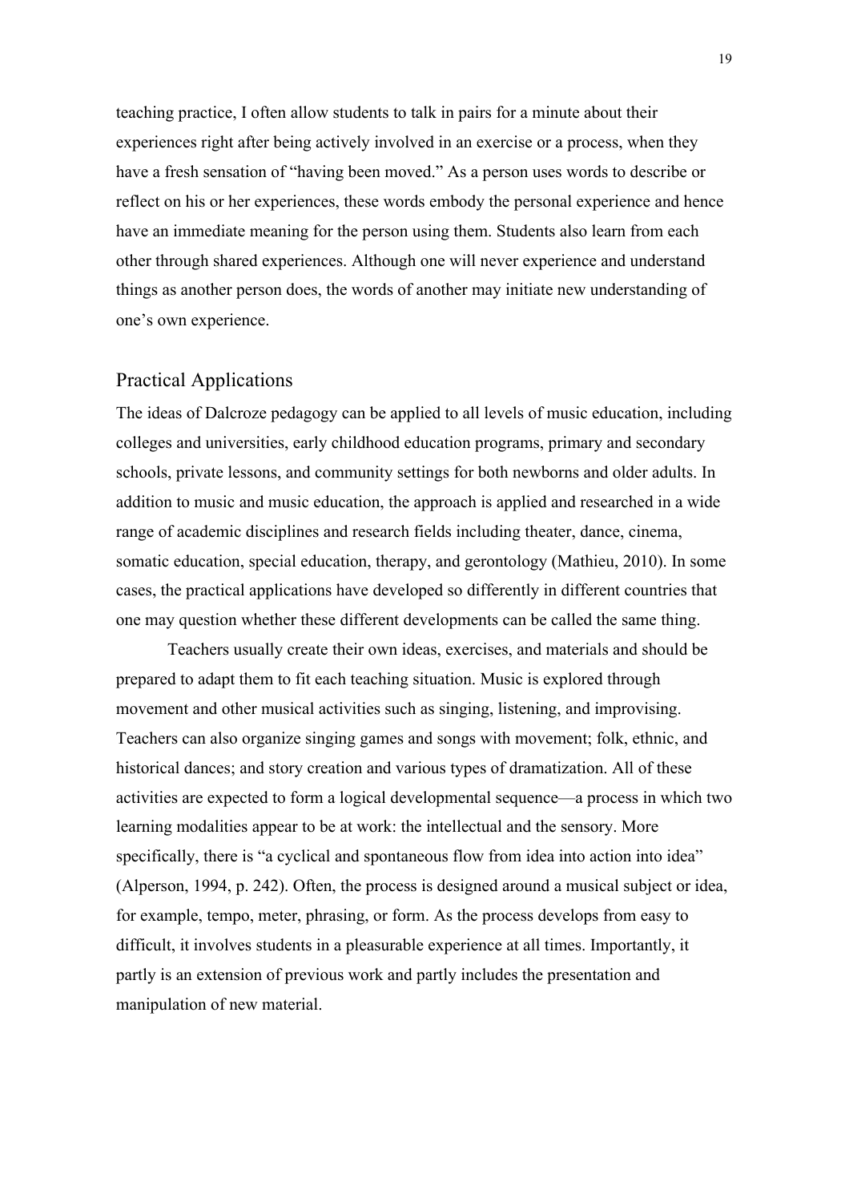teaching practice, I often allow students to talk in pairs for a minute about their experiences right after being actively involved in an exercise or a process, when they have a fresh sensation of "having been moved." As a person uses words to describe or reflect on his or her experiences, these words embody the personal experience and hence have an immediate meaning for the person using them. Students also learn from each other through shared experiences. Although one will never experience and understand things as another person does, the words of another may initiate new understanding of one's own experience.

## Practical Applications

The ideas of Dalcroze pedagogy can be applied to all levels of music education, including colleges and universities, early childhood education programs, primary and secondary schools, private lessons, and community settings for both newborns and older adults. In addition to music and music education, the approach is applied and researched in a wide range of academic disciplines and research fields including theater, dance, cinema, somatic education, special education, therapy, and gerontology (Mathieu, 2010). In some cases, the practical applications have developed so differently in different countries that one may question whether these different developments can be called the same thing.

Teachers usually create their own ideas, exercises, and materials and should be prepared to adapt them to fit each teaching situation. Music is explored through movement and other musical activities such as singing, listening, and improvising. Teachers can also organize singing games and songs with movement; folk, ethnic, and historical dances; and story creation and various types of dramatization. All of these activities are expected to form a logical developmental sequence—a process in which two learning modalities appear to be at work: the intellectual and the sensory. More specifically, there is "a cyclical and spontaneous flow from idea into action into idea" (Alperson, 1994, p. 242). Often, the process is designed around a musical subject or idea, for example, tempo, meter, phrasing, or form. As the process develops from easy to difficult, it involves students in a pleasurable experience at all times. Importantly, it partly is an extension of previous work and partly includes the presentation and manipulation of new material.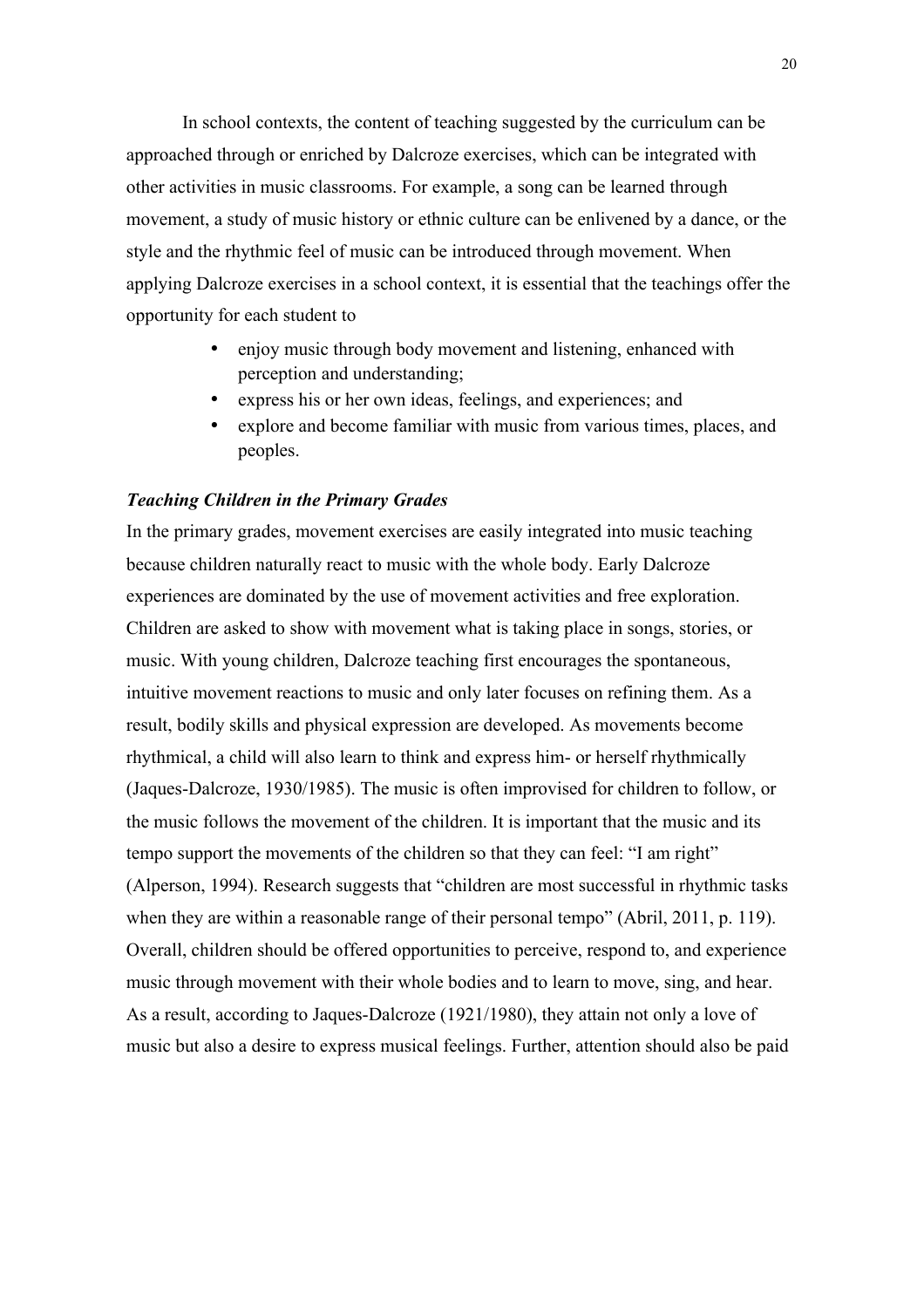In school contexts, the content of teaching suggested by the curriculum can be approached through or enriched by Dalcroze exercises, which can be integrated with other activities in music classrooms. For example, a song can be learned through movement, a study of music history or ethnic culture can be enlivened by a dance, or the style and the rhythmic feel of music can be introduced through movement. When applying Dalcroze exercises in a school context, it is essential that the teachings offer the opportunity for each student to

- enjoy music through body movement and listening, enhanced with perception and understanding;
- express his or her own ideas, feelings, and experiences; and
- explore and become familiar with music from various times, places, and peoples.

***Teaching Children in the Primary Grades***

In the primary grades, movement exercises are easily integrated into music teaching because children naturally react to music with the whole body. Early Dalcroze experiences are dominated by the use of movement activities and free exploration. Children are asked to show with movement what is taking place in songs, stories, or music. With young children, Dalcroze teaching first encourages the spontaneous, intuitive movement reactions to music and only later focuses on refining them. As a result, bodily skills and physical expression are developed. As movements become rhythmical, a child will also learn to think and express him- or herself rhythmically (Jaques-Dalcroze, 1930/1985). The music is often improvised for children to follow, or the music follows the movement of the children. It is important that the music and its tempo support the movements of the children so that they can feel: "I am right" (Alperson, 1994). Research suggests that "children are most successful in rhythmic tasks when they are within a reasonable range of their personal tempo" (Abril, 2011, p. 119). Overall, children should be offered opportunities to perceive, respond to, and experience music through movement with their whole bodies and to learn to move, sing, and hear. As a result, according to Jaques-Dalcroze (1921/1980), they attain not only a love of music but also a desire to express musical feelings. Further, attention should also be paid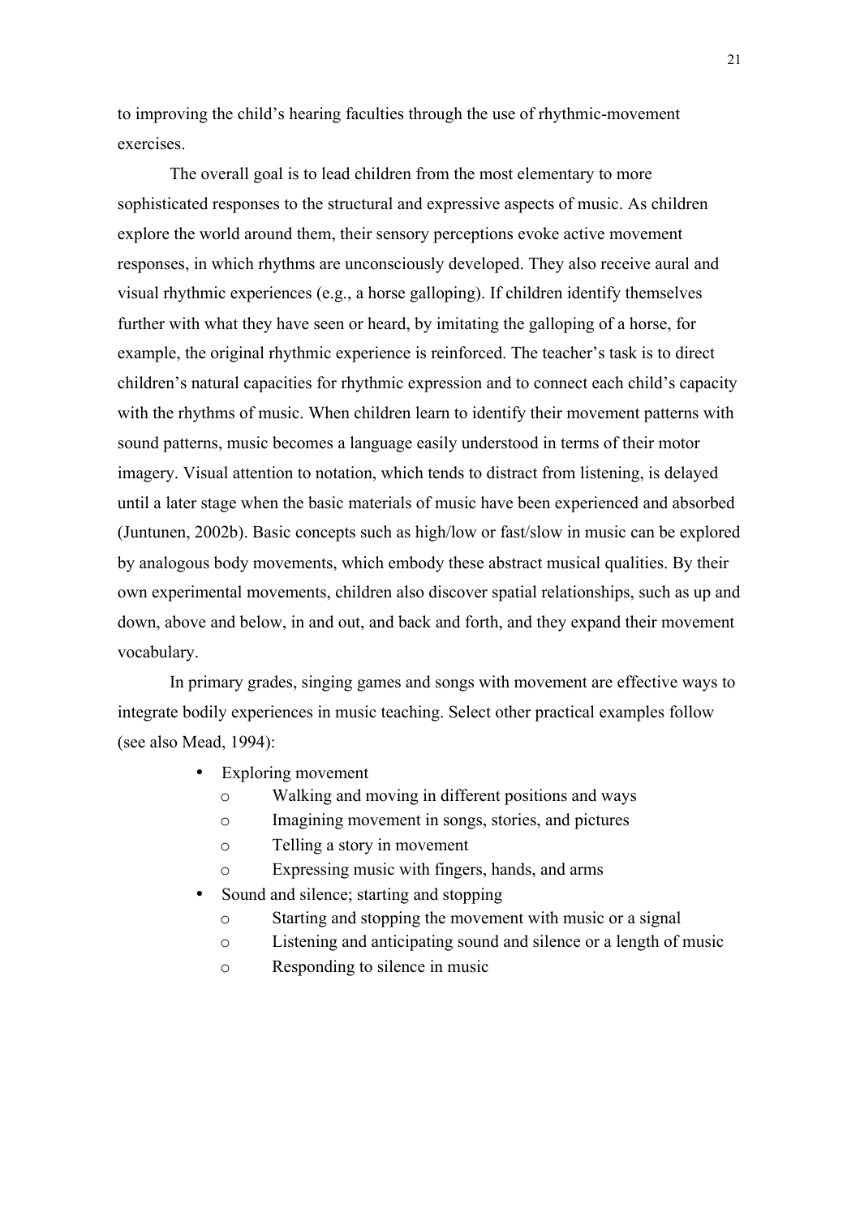to improving the child's hearing faculties through the use of rhythmic-movement exercises.

The overall goal is to lead children from the most elementary to more sophisticated responses to the structural and expressive aspects of music. As children explore the world around them, their sensory perceptions evoke active movement responses, in which rhythms are unconsciously developed. They also receive aural and visual rhythmic experiences (e.g., a horse galloping). If children identify themselves further with what they have seen or heard, by imitating the galloping of a horse, for example, the original rhythmic experience is reinforced. The teacher's task is to direct children's natural capacities for rhythmic expression and to connect each child's capacity with the rhythms of music. When children learn to identify their movement patterns with sound patterns, music becomes a language easily understood in terms of their motor imagery. Visual attention to notation, which tends to distract from listening, is delayed until a later stage when the basic materials of music have been experienced and absorbed (Juntunen, 2002b). Basic concepts such as high/low or fast/slow in music can be explored by analogous body movements, which embody these abstract musical qualities. By their own experimental movements, children also discover spatial relationships, such as up and down, above and below, in and out, and back and forth, and they expand their movement vocabulary.

In primary grades, singing games and songs with movement are effective ways to integrate bodily experiences in music teaching. Select other practical examples follow (see also Mead, 1994):

- Exploring movement
  - Walking and moving in different positions and ways
  - Imagining movement in songs, stories, and pictures
  - Telling a story in movement
  - Expressing music with fingers, hands, and arms
- Sound and silence; starting and stopping
  - Starting and stopping the movement with music or a signal
  - Listening and anticipating sound and silence or a length of music
  - Responding to silence in music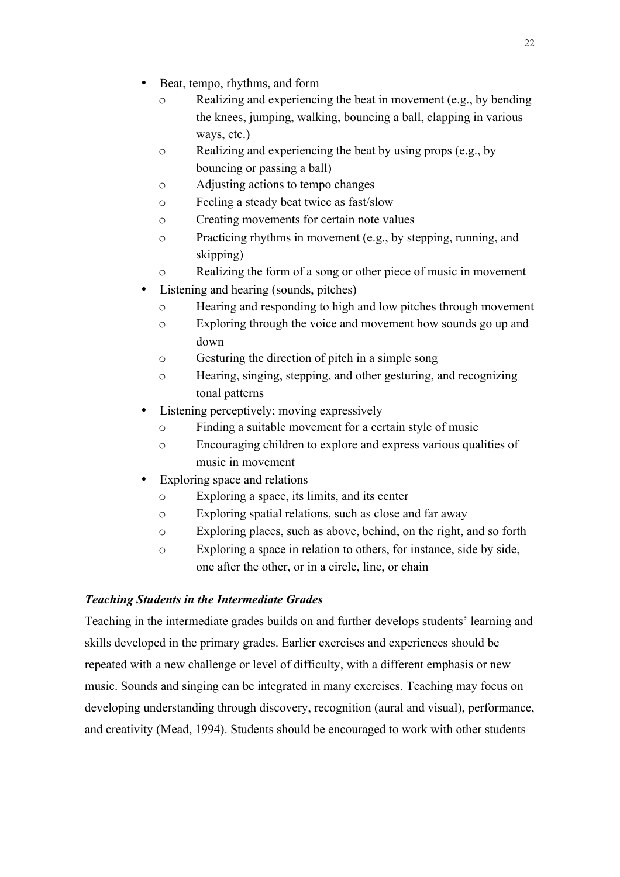- Beat, tempo, rhythms, and form
    - Realizing and experiencing the beat in movement (e.g., by bending the knees, jumping, walking, bouncing a ball, clapping in various ways, etc.)
    - Realizing and experiencing the beat by using props (e.g., by bouncing or passing a ball)
    - Adjusting actions to tempo changes
    - Feeling a steady beat twice as fast/slow
    - Creating movements for certain note values
    - Practicing rhythms in movement (e.g., by stepping, running, and skipping)
    - Realizing the form of a song or other piece of music in movement
- Listening and hearing (sounds, pitches)
    - Hearing and responding to high and low pitches through movement
    - Exploring through the voice and movement how sounds go up and down
    - Gesturing the direction of pitch in a simple song
    - Hearing, singing, stepping, and other gesturing, and recognizing tonal patterns
- Listening perceptively; moving expressively
    - Finding a suitable movement for a certain style of music
    - Encouraging children to explore and express various qualities of music in movement
- Exploring space and relations
    - Exploring a space, its limits, and its center
    - Exploring spatial relations, such as close and far away
    - Exploring places, such as above, behind, on the right, and so forth
    - Exploring a space in relation to others, for instance, side by side, one after the other, or in a circle, line, or chain

***Teaching Students in the Intermediate Grades***

Teaching in the intermediate grades builds on and further develops students' learning and skills developed in the primary grades. Earlier exercises and experiences should be repeated with a new challenge or level of difficulty, with a different emphasis or new music. Sounds and singing can be integrated in many exercises. Teaching may focus on developing understanding through discovery, recognition (aural and visual), performance, and creativity (Mead, 1994). Students should be encouraged to work with other students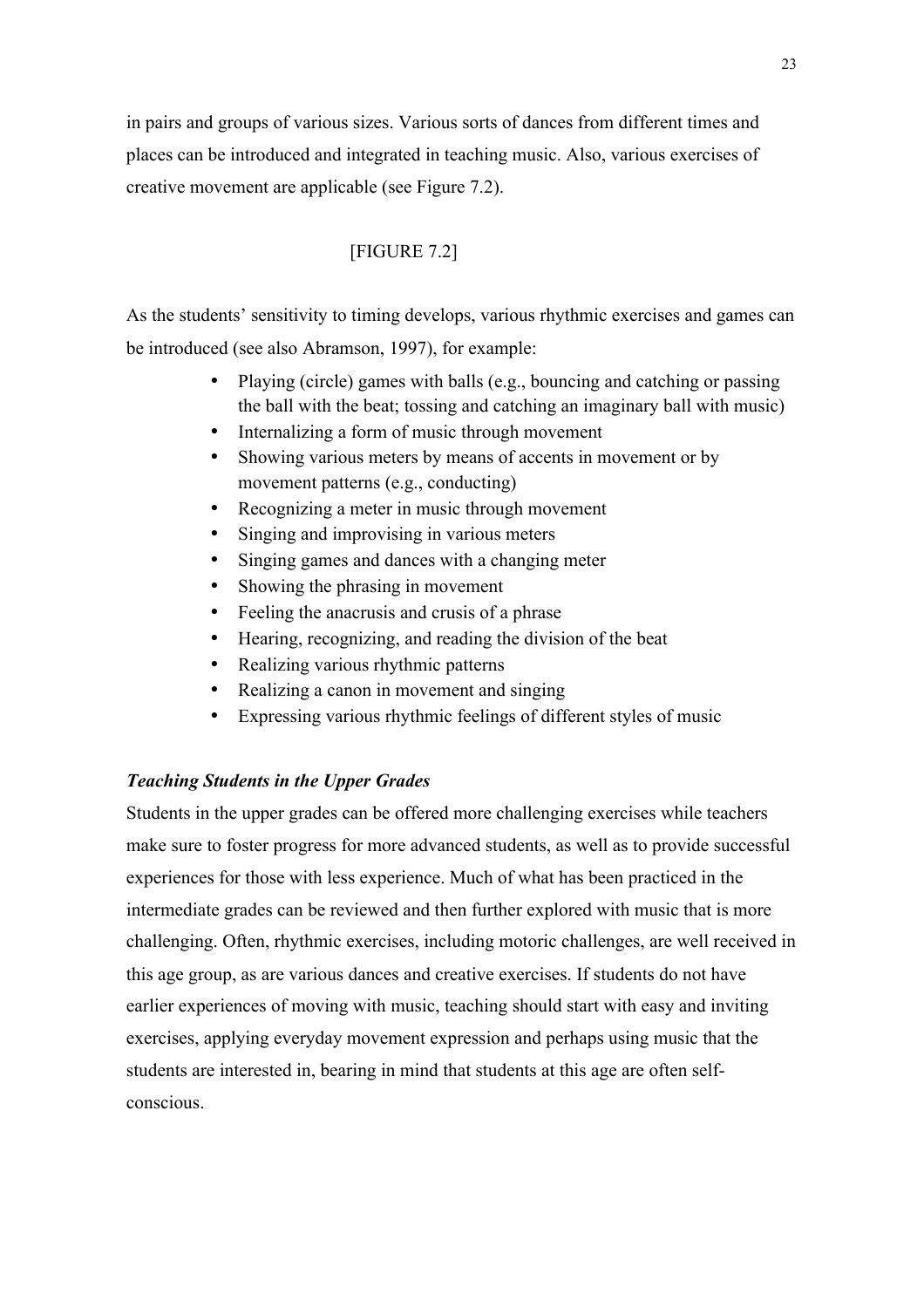in pairs and groups of various sizes. Various sorts of dances from different times and places can be introduced and integrated in teaching music. Also, various exercises of creative movement are applicable (see Figure 7.2).

[FIGURE 7.2]

As the students' sensitivity to timing develops, various rhythmic exercises and games can be introduced (see also Abramson, 1997), for example:

- Playing (circle) games with balls (e.g., bouncing and catching or passing the ball with the beat; tossing and catching an imaginary ball with music)
- Internalizing a form of music through movement
- Showing various meters by means of accents in movement or by movement patterns (e.g., conducting)
- Recognizing a meter in music through movement
- Singing and improvising in various meters
- Singing games and dances with a changing meter
- Showing the phrasing in movement
- Feeling the anacrusis and crusis of a phrase
- Hearing, recognizing, and reading the division of the beat
- Realizing various rhythmic patterns
- Realizing a canon in movement and singing
- Expressing various rhythmic feelings of different styles of music

***Teaching Students in the Upper Grades***

Students in the upper grades can be offered more challenging exercises while teachers make sure to foster progress for more advanced students, as well as to provide successful experiences for those with less experience. Much of what has been practiced in the intermediate grades can be reviewed and then further explored with music that is more challenging. Often, rhythmic exercises, including motoric challenges, are well received in this age group, as are various dances and creative exercises. If students do not have earlier experiences of moving with music, teaching should start with easy and inviting exercises, applying everyday movement expression and perhaps using music that the students are interested in, bearing in mind that students at this age are often self-conscious.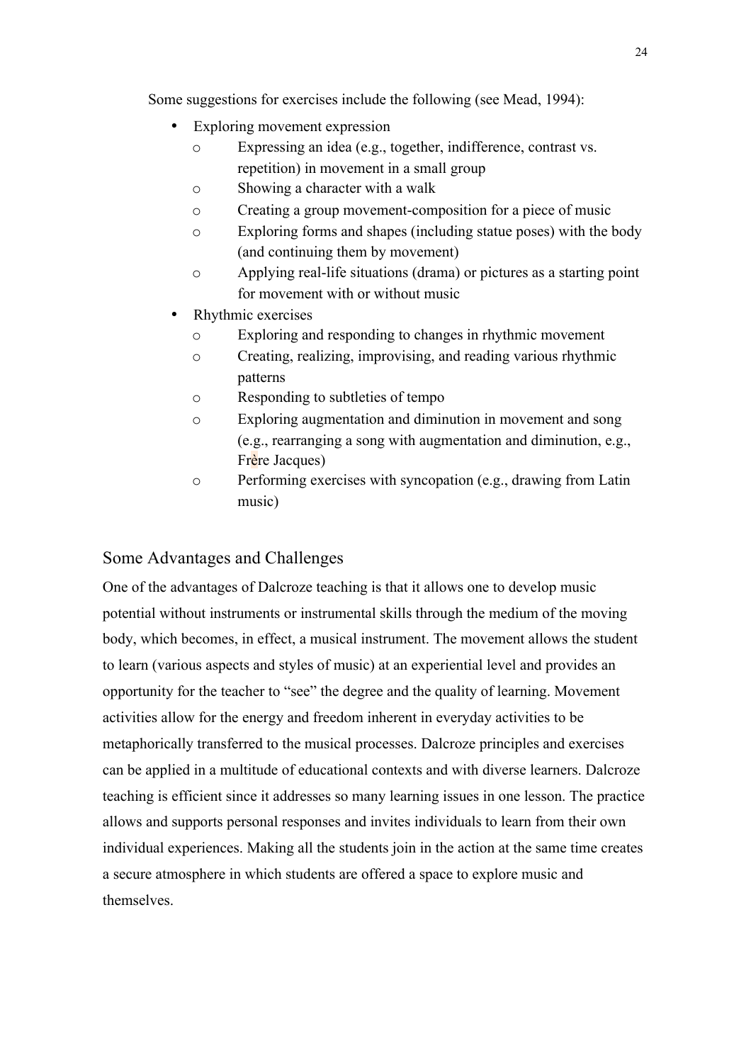Some suggestions for exercises include the following (see Mead, 1994):

- Exploring movement expression
  - Expressing an idea (e.g., together, indifference, contrast vs. repetition) in movement in a small group
  - Showing a character with a walk
  - Creating a group movement-composition for a piece of music
  - Exploring forms and shapes (including statue poses) with the body (and continuing them by movement)
  - Applying real-life situations (drama) or pictures as a starting point for movement with or without music
- Rhythmic exercises
  - Exploring and responding to changes in rhythmic movement
  - Creating, realizing, improvising, and reading various rhythmic patterns
  - Responding to subtleties of tempo
  - Exploring augmentation and diminution in movement and song (e.g., rearranging a song with augmentation and diminution, e.g., Frère Jacques)
  - Performing exercises with syncopation (e.g., drawing from Latin music)

## Some Advantages and Challenges

One of the advantages of Dalcroze teaching is that it allows one to develop music potential without instruments or instrumental skills through the medium of the moving body, which becomes, in effect, a musical instrument. The movement allows the student to learn (various aspects and styles of music) at an experiential level and provides an opportunity for the teacher to "see" the degree and the quality of learning. Movement activities allow for the energy and freedom inherent in everyday activities to be metaphorically transferred to the musical processes. Dalcroze principles and exercises can be applied in a multitude of educational contexts and with diverse learners. Dalcroze teaching is efficient since it addresses so many learning issues in one lesson. The practice allows and supports personal responses and invites individuals to learn from their own individual experiences. Making all the students join in the action at the same time creates a secure atmosphere in which students are offered a space to explore music and themselves.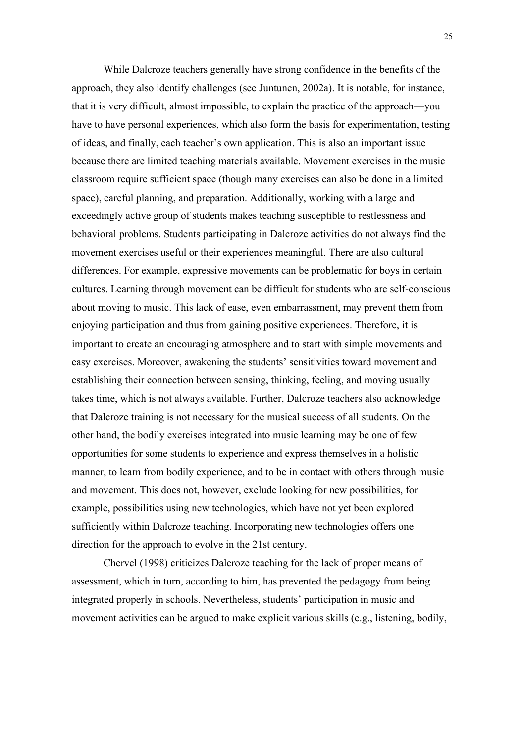While Dalcroze teachers generally have strong confidence in the benefits of the approach, they also identify challenges (see Juntunen, 2002a). It is notable, for instance, that it is very difficult, almost impossible, to explain the practice of the approach—you have to have personal experiences, which also form the basis for experimentation, testing of ideas, and finally, each teacher's own application. This is also an important issue because there are limited teaching materials available. Movement exercises in the music classroom require sufficient space (though many exercises can also be done in a limited space), careful planning, and preparation. Additionally, working with a large and exceedingly active group of students makes teaching susceptible to restlessness and behavioral problems. Students participating in Dalcroze activities do not always find the movement exercises useful or their experiences meaningful. There are also cultural differences. For example, expressive movements can be problematic for boys in certain cultures. Learning through movement can be difficult for students who are self-conscious about moving to music. This lack of ease, even embarrassment, may prevent them from enjoying participation and thus from gaining positive experiences. Therefore, it is important to create an encouraging atmosphere and to start with simple movements and easy exercises. Moreover, awakening the students' sensitivities toward movement and establishing their connection between sensing, thinking, feeling, and moving usually takes time, which is not always available. Further, Dalcroze teachers also acknowledge that Dalcroze training is not necessary for the musical success of all students. On the other hand, the bodily exercises integrated into music learning may be one of few opportunities for some students to experience and express themselves in a holistic manner, to learn from bodily experience, and to be in contact with others through music and movement. This does not, however, exclude looking for new possibilities, for example, possibilities using new technologies, which have not yet been explored sufficiently within Dalcroze teaching. Incorporating new technologies offers one direction for the approach to evolve in the 21st century.

Chervel (1998) criticizes Dalcroze teaching for the lack of proper means of assessment, which in turn, according to him, has prevented the pedagogy from being integrated properly in schools. Nevertheless, students' participation in music and movement activities can be argued to make explicit various skills (e.g., listening, bodily,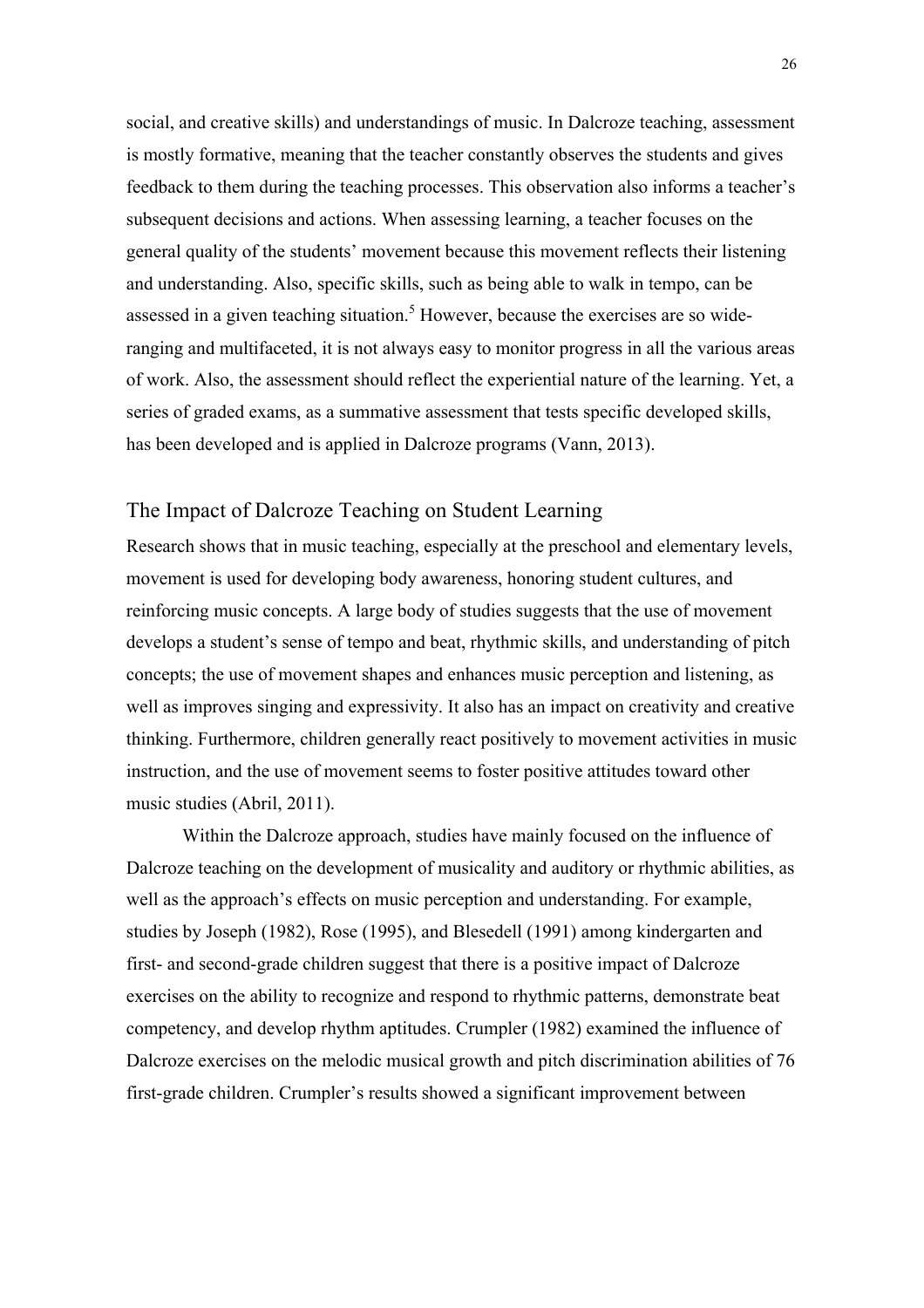social, and creative skills) and understandings of music. In Dalcroze teaching, assessment is mostly formative, meaning that the teacher constantly observes the students and gives feedback to them during the teaching processes. This observation also informs a teacher's subsequent decisions and actions. When assessing learning, a teacher focuses on the general quality of the students' movement because this movement reflects their listening and understanding. Also, specific skills, such as being able to walk in tempo, can be assessed in a given teaching situation.[5] However, because the exercises are so wide-ranging and multifaceted, it is not always easy to monitor progress in all the various areas of work. Also, the assessment should reflect the experiential nature of the learning. Yet, a series of graded exams, as a summative assessment that tests specific developed skills, has been developed and is applied in Dalcroze programs (Vann, 2013).

## The Impact of Dalcroze Teaching on Student Learning

Research shows that in music teaching, especially at the preschool and elementary levels, movement is used for developing body awareness, honoring student cultures, and reinforcing music concepts. A large body of studies suggests that the use of movement develops a student's sense of tempo and beat, rhythmic skills, and understanding of pitch concepts; the use of movement shapes and enhances music perception and listening, as well as improves singing and expressivity. It also has an impact on creativity and creative thinking. Furthermore, children generally react positively to movement activities in music instruction, and the use of movement seems to foster positive attitudes toward other music studies (Abril, 2011).

Within the Dalcroze approach, studies have mainly focused on the influence of Dalcroze teaching on the development of musicality and auditory or rhythmic abilities, as well as the approach's effects on music perception and understanding. For example, studies by Joseph (1982), Rose (1995), and Blesedell (1991) among kindergarten and first- and second-grade children suggest that there is a positive impact of Dalcroze exercises on the ability to recognize and respond to rhythmic patterns, demonstrate beat competency, and develop rhythm aptitudes. Crumpler (1982) examined the influence of Dalcroze exercises on the melodic musical growth and pitch discrimination abilities of 76 first-grade children. Crumpler's results showed a significant improvement between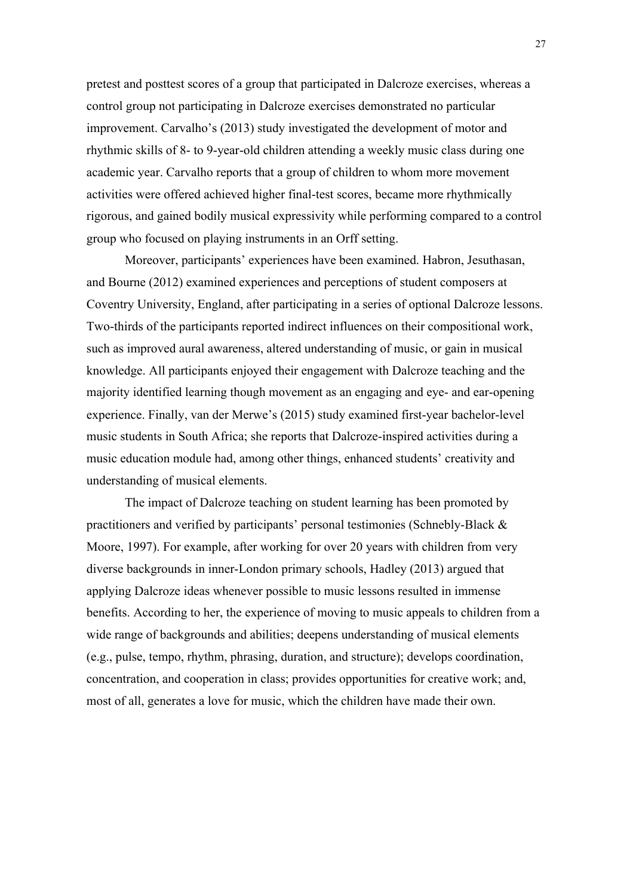pretest and posttest scores of a group that participated in Dalcroze exercises, whereas a control group not participating in Dalcroze exercises demonstrated no particular improvement. Carvalho's (2013) study investigated the development of motor and rhythmic skills of 8- to 9-year-old children attending a weekly music class during one academic year. Carvalho reports that a group of children to whom more movement activities were offered achieved higher final-test scores, became more rhythmically rigorous, and gained bodily musical expressivity while performing compared to a control group who focused on playing instruments in an Orff setting.

Moreover, participants' experiences have been examined. Habron, Jesuthasan, and Bourne (2012) examined experiences and perceptions of student composers at Coventry University, England, after participating in a series of optional Dalcroze lessons. Two-thirds of the participants reported indirect influences on their compositional work, such as improved aural awareness, altered understanding of music, or gain in musical knowledge. All participants enjoyed their engagement with Dalcroze teaching and the majority identified learning though movement as an engaging and eye- and ear-opening experience. Finally, van der Merwe's (2015) study examined first-year bachelor-level music students in South Africa; she reports that Dalcroze-inspired activities during a music education module had, among other things, enhanced students' creativity and understanding of musical elements.

The impact of Dalcroze teaching on student learning has been promoted by practitioners and verified by participants' personal testimonies (Schnebly-Black & Moore, 1997). For example, after working for over 20 years with children from very diverse backgrounds in inner-London primary schools, Hadley (2013) argued that applying Dalcroze ideas whenever possible to music lessons resulted in immense benefits. According to her, the experience of moving to music appeals to children from a wide range of backgrounds and abilities; deepens understanding of musical elements (e.g., pulse, tempo, rhythm, phrasing, duration, and structure); develops coordination, concentration, and cooperation in class; provides opportunities for creative work; and, most of all, generates a love for music, which the children have made their own.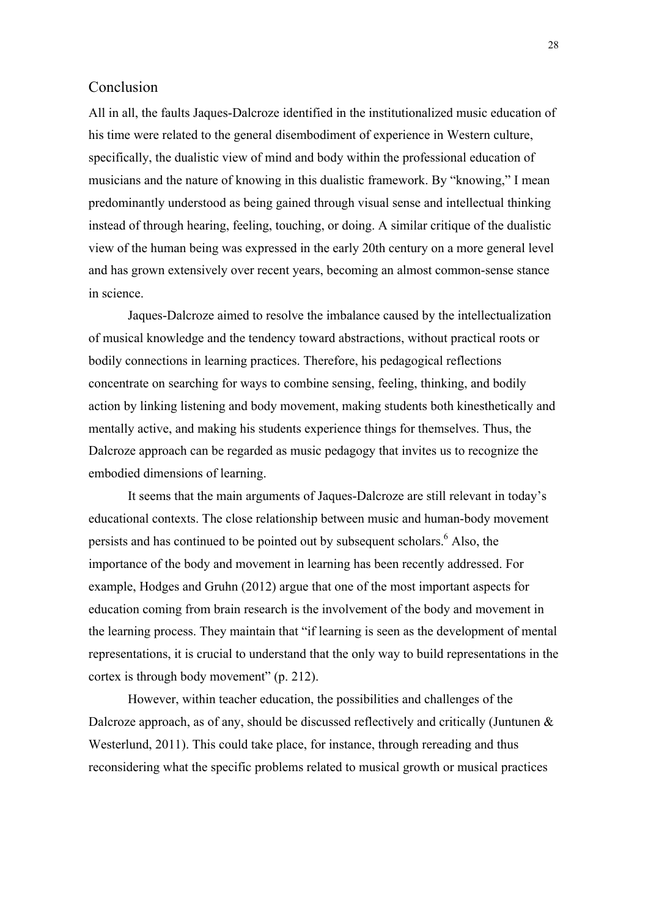## Conclusion

All in all, the faults Jaques-Dalcroze identified in the institutionalized music education of his time were related to the general disembodiment of experience in Western culture, specifically, the dualistic view of mind and body within the professional education of musicians and the nature of knowing in this dualistic framework. By "knowing," I mean predominantly understood as being gained through visual sense and intellectual thinking instead of through hearing, feeling, touching, or doing. A similar critique of the dualistic view of the human being was expressed in the early 20th century on a more general level and has grown extensively over recent years, becoming an almost common-sense stance in science.

Jaques-Dalcroze aimed to resolve the imbalance caused by the intellectualization of musical knowledge and the tendency toward abstractions, without practical roots or bodily connections in learning practices. Therefore, his pedagogical reflections concentrate on searching for ways to combine sensing, feeling, thinking, and bodily action by linking listening and body movement, making students both kinesthetically and mentally active, and making his students experience things for themselves. Thus, the Dalcroze approach can be regarded as music pedagogy that invites us to recognize the embodied dimensions of learning.

It seems that the main arguments of Jaques-Dalcroze are still relevant in today's educational contexts. The close relationship between music and human-body movement persists and has continued to be pointed out by subsequent scholars.[6] Also, the importance of the body and movement in learning has been recently addressed. For example, Hodges and Gruhn (2012) argue that one of the most important aspects for education coming from brain research is the involvement of the body and movement in the learning process. They maintain that "if learning is seen as the development of mental representations, it is crucial to understand that the only way to build representations in the cortex is through body movement" (p. 212).

However, within teacher education, the possibilities and challenges of the Dalcroze approach, as of any, should be discussed reflectively and critically (Juntunen & Westerlund, 2011). This could take place, for instance, through rereading and thus reconsidering what the specific problems related to musical growth or musical practices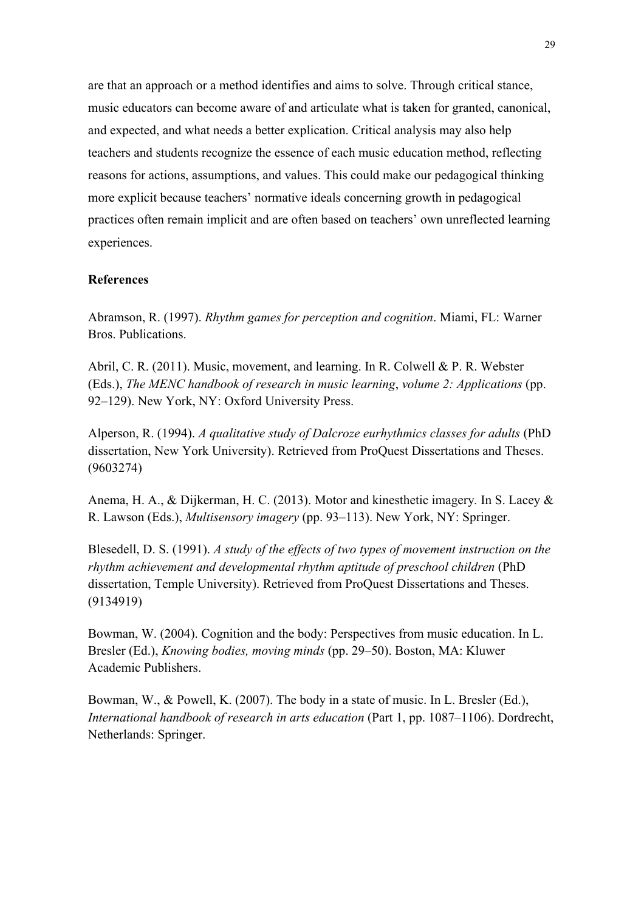are that an approach or a method identifies and aims to solve. Through critical stance, music educators can become aware of and articulate what is taken for granted, canonical, and expected, and what needs a better explication. Critical analysis may also help teachers and students recognize the essence of each music education method, reflecting reasons for actions, assumptions, and values. This could make our pedagogical thinking more explicit because teachers' normative ideals concerning growth in pedagogical practices often remain implicit and are often based on teachers' own unreflected learning experiences.

**References**

Abramson, R. (1997). *Rhythm games for perception and cognition*. Miami, FL: Warner Bros. Publications.

Abril, C. R. (2011). Music, movement, and learning. In R. Colwell & P. R. Webster (Eds.), *The MENC handbook of research in music learning*, *volume 2: Applications* (pp. 92–129). New York, NY: Oxford University Press.

Alperson, R. (1994). *A qualitative study of Dalcroze eurhythmics classes for adults* (PhD dissertation, New York University). Retrieved from ProQuest Dissertations and Theses. (9603274)

Anema, H. A., & Dijkerman, H. C. (2013). Motor and kinesthetic imagery. In S. Lacey & R. Lawson (Eds.), *Multisensory imagery* (pp. 93–113). New York, NY: Springer.

Blesedell, D. S. (1991). *A study of the effects of two types of movement instruction on the rhythm achievement and developmental rhythm aptitude of preschool children* (PhD dissertation, Temple University). Retrieved from ProQuest Dissertations and Theses. (9134919)

Bowman, W. (2004). Cognition and the body: Perspectives from music education. In L. Bresler (Ed.), *Knowing bodies, moving minds* (pp. 29–50). Boston, MA: Kluwer Academic Publishers.

Bowman, W., & Powell, K. (2007). The body in a state of music. In L. Bresler (Ed.), *International handbook of research in arts education* (Part 1, pp. 1087–1106). Dordrecht, Netherlands: Springer.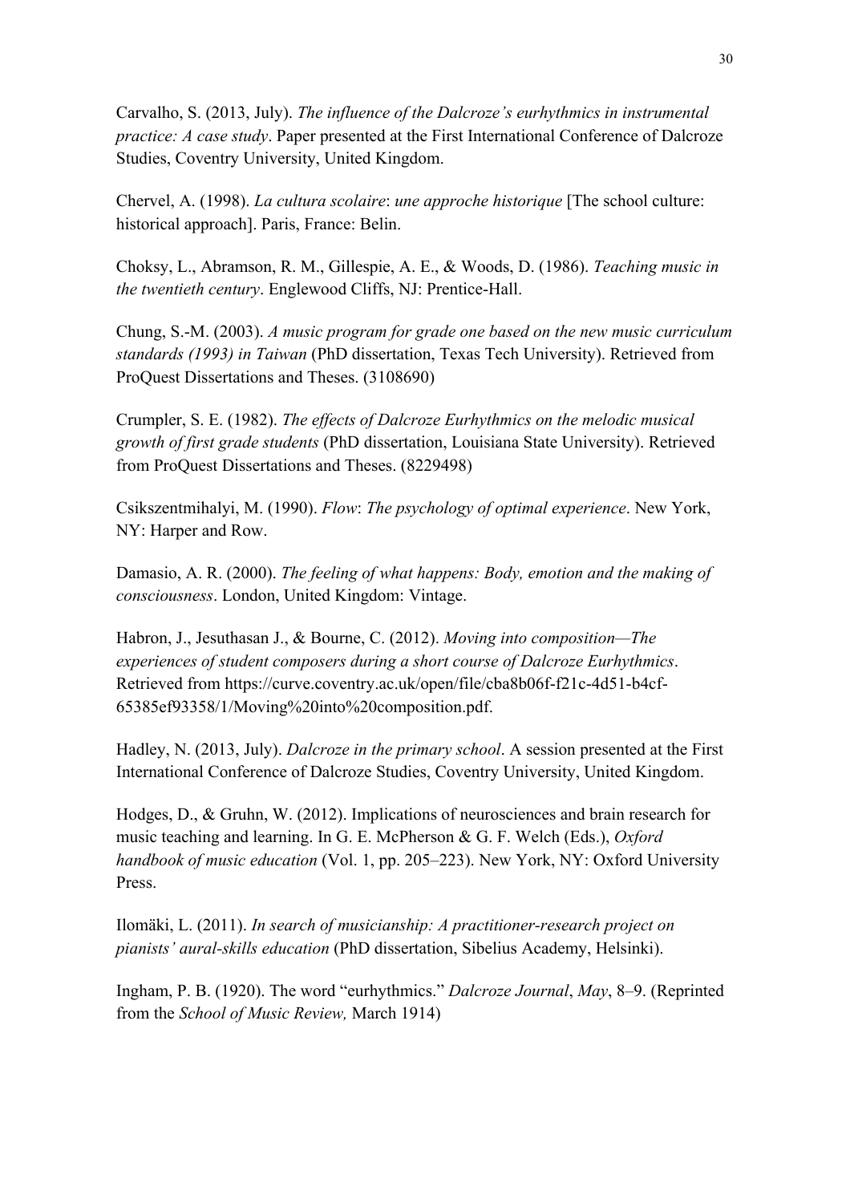Carvalho, S. (2013, July). *The influence of the Dalcroze's eurhythmics in instrumental practice: A case study*. Paper presented at the First International Conference of Dalcroze Studies, Coventry University, United Kingdom.

Chervel, A. (1998). *La cultura scolaire*: *une approche historique* [The school culture: historical approach]. Paris, France: Belin.

Choksy, L., Abramson, R. M., Gillespie, A. E., & Woods, D. (1986). *Teaching music in the twentieth century*. Englewood Cliffs, NJ: Prentice-Hall.

Chung, S.-M. (2003). *A music program for grade one based on the new music curriculum standards (1993) in Taiwan* (PhD dissertation, Texas Tech University). Retrieved from ProQuest Dissertations and Theses. (3108690)

Crumpler, S. E. (1982). *The effects of Dalcroze Eurhythmics on the melodic musical growth of first grade students* (PhD dissertation, Louisiana State University). Retrieved from ProQuest Dissertations and Theses. (8229498)

Csikszentmihalyi, M. (1990). *Flow*: *The psychology of optimal experience*. New York, NY: Harper and Row.

Damasio, A. R. (2000). *The feeling of what happens: Body, emotion and the making of consciousness*. London, United Kingdom: Vintage.

Habron, J., Jesuthasan J., & Bourne, C. (2012). *Moving into composition—The experiences of student composers during a short course of Dalcroze Eurhythmics*. Retrieved from https://curve.coventry.ac.uk/open/file/cba8b06f-f21c-4d51-b4cf-65385ef93358/1/Moving%20into%20composition.pdf.

Hadley, N. (2013, July). *Dalcroze in the primary school*. A session presented at the First International Conference of Dalcroze Studies, Coventry University, United Kingdom.

Hodges, D., & Gruhn, W. (2012). Implications of neurosciences and brain research for music teaching and learning. In G. E. McPherson & G. F. Welch (Eds.), *Oxford handbook of music education* (Vol. 1, pp. 205–223). New York, NY: Oxford University Press.

Ilomäki, L. (2011). *In search of musicianship: A practitioner-research project on pianists' aural-skills education* (PhD dissertation, Sibelius Academy, Helsinki).

Ingham, P. B. (1920). The word "eurhythmics." *Dalcroze Journal*, *May*, 8–9. (Reprinted from the *School of Music Review,* March 1914)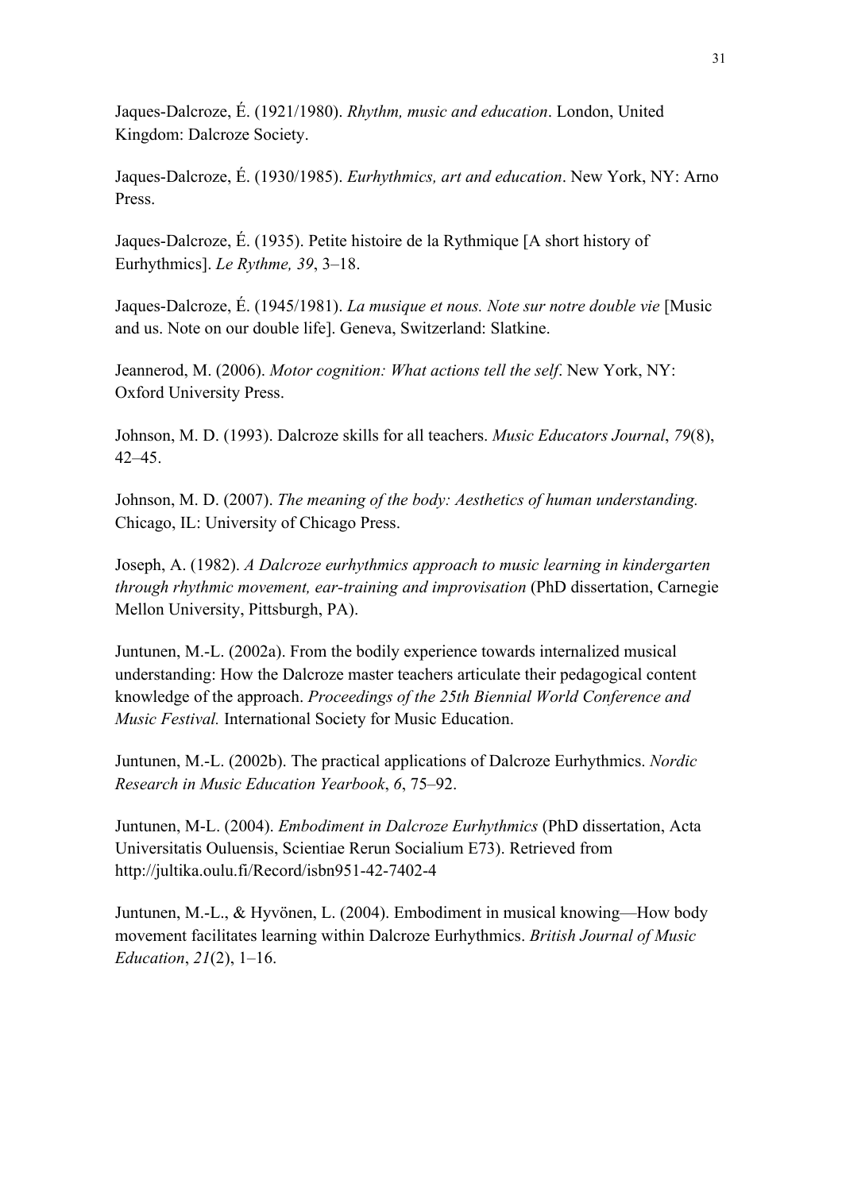Jaques-Dalcroze, É. (1921/1980). *Rhythm, music and education*. London, United Kingdom: Dalcroze Society.

Jaques-Dalcroze, É. (1930/1985). *Eurhythmics, art and education*. New York, NY: Arno Press.

Jaques-Dalcroze, É. (1935). Petite histoire de la Rythmique [A short history of Eurhythmics]. *Le Rythme, 39*, 3–18.

Jaques-Dalcroze, É. (1945/1981). *La musique et nous. Note sur notre double vie* [Music and us. Note on our double life]. Geneva, Switzerland: Slatkine.

Jeannerod, M. (2006). *Motor cognition: What actions tell the self*. New York, NY: Oxford University Press.

Johnson, M. D. (1993). Dalcroze skills for all teachers. *Music Educators Journal*, *79*(8), 42–45.

Johnson, M. D. (2007). *The meaning of the body: Aesthetics of human understanding.* Chicago, IL: University of Chicago Press.

Joseph, A. (1982). *A Dalcroze eurhythmics approach to music learning in kindergarten through rhythmic movement, ear-training and improvisation* (PhD dissertation, Carnegie Mellon University, Pittsburgh, PA).

Juntunen, M.-L. (2002a). From the bodily experience towards internalized musical understanding: How the Dalcroze master teachers articulate their pedagogical content knowledge of the approach. *Proceedings of the 25th Biennial World Conference and Music Festival.* International Society for Music Education.

Juntunen, M.-L. (2002b). The practical applications of Dalcroze Eurhythmics. *Nordic Research in Music Education Yearbook*, *6*, 75–92.

Juntunen, M-L. (2004). *Embodiment in Dalcroze Eurhythmics* (PhD dissertation, Acta Universitatis Ouluensis, Scientiae Rerun Socialium E73). Retrieved from http://jultika.oulu.fi/Record/isbn951-42-7402-4

Juntunen, M.-L., & Hyvönen, L. (2004). Embodiment in musical knowing—How body movement facilitates learning within Dalcroze Eurhythmics. *British Journal of Music Education*, *21*(2), 1–16.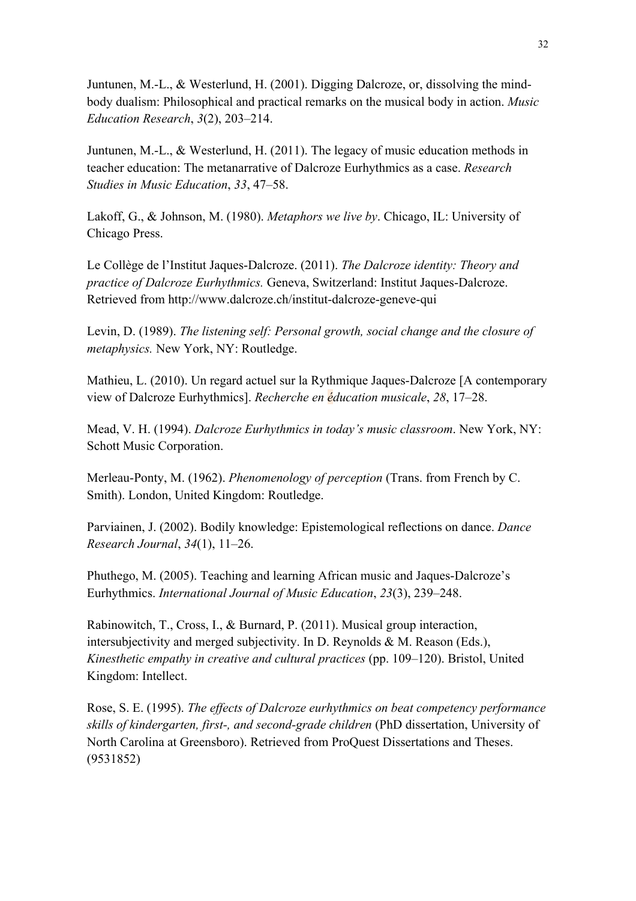Juntunen, M.-L., & Westerlund, H. (2001). Digging Dalcroze, or, dissolving the mind-body dualism: Philosophical and practical remarks on the musical body in action. *Music Education Research*, *3*(2), 203–214.

Juntunen, M.-L., & Westerlund, H. (2011). The legacy of music education methods in teacher education: The metanarrative of Dalcroze Eurhythmics as a case. *Research Studies in Music Education*, *33*, 47–58.

Lakoff, G., & Johnson, M. (1980). *Metaphors we live by*. Chicago, IL: University of Chicago Press.

Le Collège de l'Institut Jaques-Dalcroze. (2011). *The Dalcroze identity: Theory and practice of Dalcroze Eurhythmics.* Geneva, Switzerland: Institut Jaques-Dalcroze. Retrieved from http://www.dalcroze.ch/institut-dalcroze-geneve-qui

Levin, D. (1989). *The listening self: Personal growth, social change and the closure of metaphysics.* New York, NY: Routledge.

Mathieu, L. (2010). Un regard actuel sur la Rythmique Jaques-Dalcroze [A contemporary view of Dalcroze Eurhythmics]. *Recherche en éducation musicale*, *28*, 17–28.

Mead, V. H. (1994). *Dalcroze Eurhythmics in today's music classroom*. New York, NY: Schott Music Corporation.

Merleau-Ponty, M. (1962). *Phenomenology of perception* (Trans. from French by C. Smith). London, United Kingdom: Routledge.

Parviainen, J. (2002). Bodily knowledge: Epistemological reflections on dance. *Dance Research Journal*, *34*(1), 11–26.

Phuthego, M. (2005). Teaching and learning African music and Jaques-Dalcroze's Eurhythmics. *International Journal of Music Education*, *23*(3), 239–248.

Rabinowitch, T., Cross, I., & Burnard, P. (2011). Musical group interaction, intersubjectivity and merged subjectivity. In D. Reynolds & M. Reason (Eds.), *Kinesthetic empathy in creative and cultural practices* (pp. 109–120). Bristol, United Kingdom: Intellect.

Rose, S. E. (1995). *The effects of Dalcroze eurhythmics on beat competency performance skills of kindergarten, first-, and second-grade children* (PhD dissertation, University of North Carolina at Greensboro). Retrieved from ProQuest Dissertations and Theses. (9531852)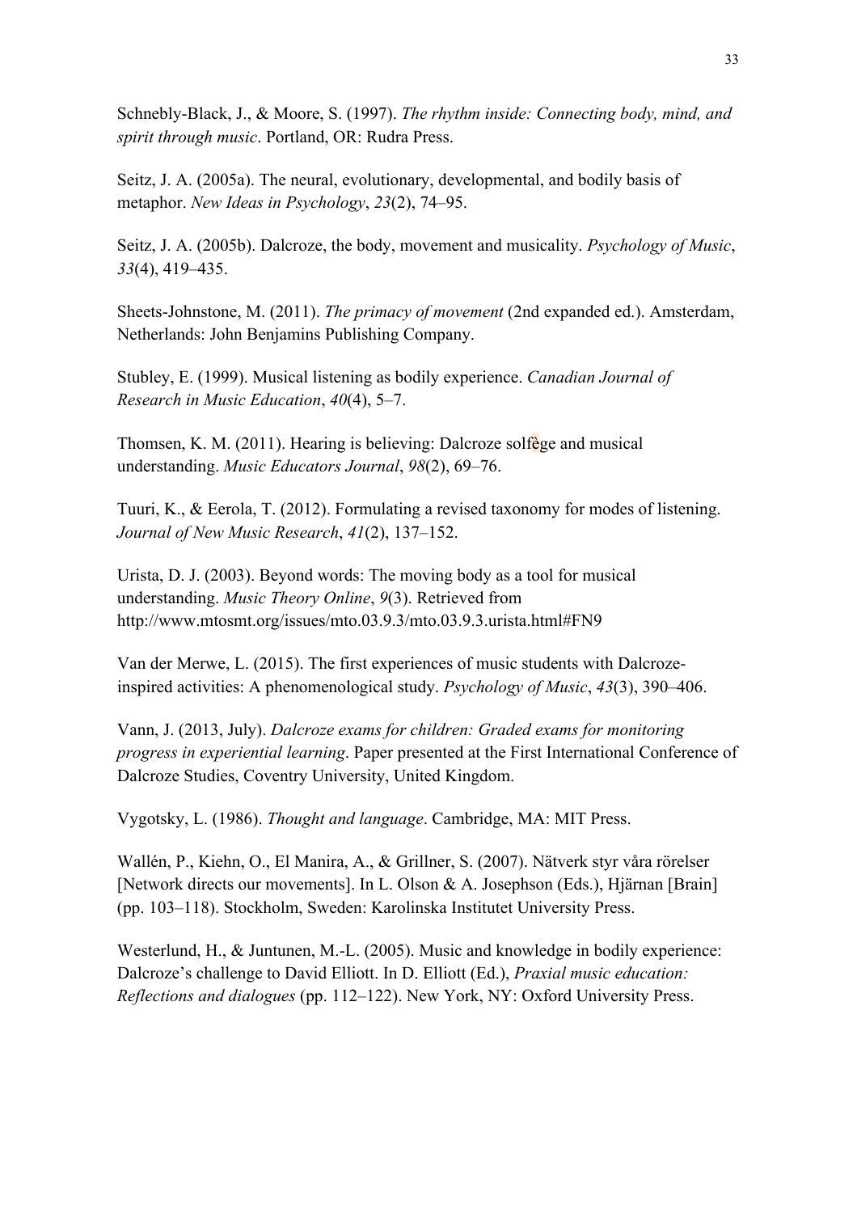Schnebly-Black, J., & Moore, S. (1997). *The rhythm inside: Connecting body, mind, and spirit through music*. Portland, OR: Rudra Press.

Seitz, J. A. (2005a). The neural, evolutionary, developmental, and bodily basis of metaphor. *New Ideas in Psychology*, *23*(2), 74–95.

Seitz, J. A. (2005b). Dalcroze, the body, movement and musicality. *Psychology of Music*, *33*(4), 419–435.

Sheets-Johnstone, M. (2011). *The primacy of movement* (2nd expanded ed.). Amsterdam, Netherlands: John Benjamins Publishing Company.

Stubley, E. (1999). Musical listening as bodily experience. *Canadian Journal of Research in Music Education*, *40*(4), 5–7.

Thomsen, K. M. (2011). Hearing is believing: Dalcroze solfège and musical understanding. *Music Educators Journal*, *98*(2), 69–76.

Tuuri, K., & Eerola, T. (2012). Formulating a revised taxonomy for modes of listening. *Journal of New Music Research*, *41*(2), 137–152.

Urista, D. J. (2003). Beyond words: The moving body as a tool for musical understanding. *Music Theory Online*, *9*(3). Retrieved from http://www.mtosmt.org/issues/mto.03.9.3/mto.03.9.3.urista.html#FN9

Van der Merwe, L. (2015). The first experiences of music students with Dalcroze-inspired activities: A phenomenological study. *Psychology of Music*, *43*(3), 390–406.

Vann, J. (2013, July). *Dalcroze exams for children: Graded exams for monitoring progress in experiential learning*. Paper presented at the First International Conference of Dalcroze Studies, Coventry University, United Kingdom.

Vygotsky, L. (1986). *Thought and language*. Cambridge, MA: MIT Press.

Wallén, P., Kiehn, O., El Manira, A., & Grillner, S. (2007). Nätverk styr våra rörelser [Network directs our movements]. In L. Olson & A. Josephson (Eds.), Hjärnan [Brain] (pp. 103–118). Stockholm, Sweden: Karolinska Institutet University Press.

Westerlund, H., & Juntunen, M.-L. (2005). Music and knowledge in bodily experience: Dalcroze's challenge to David Elliott. In D. Elliott (Ed.), *Praxial music education: Reflections and dialogues* (pp. 112–122). New York, NY: Oxford University Press.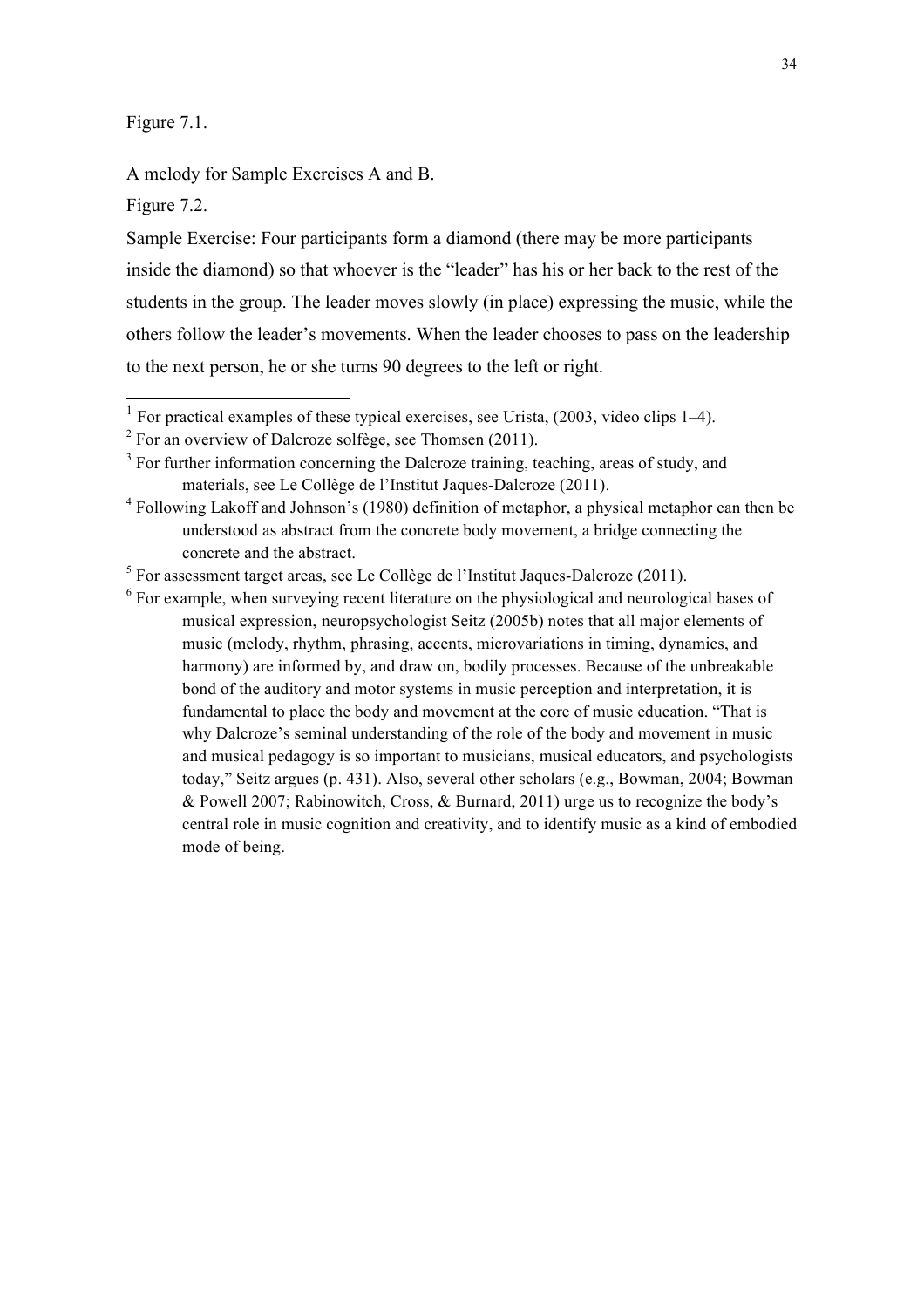Figure 7.1.

A melody for Sample Exercises A and B.

Figure 7.2.

Sample Exercise: Four participants form a diamond (there may be more participants inside the diamond) so that whoever is the “leader” has his or her back to the rest of the students in the group. The leader moves slowly (in place) expressing the music, while the others follow the leader’s movements. When the leader chooses to pass on the leadership to the next person, he or she turns 90 degrees to the left or right.

---

[1] For practical examples of these typical exercises, see Urista, (2003, video clips 1–4).

[2] For an overview of Dalcroze solfège, see Thomsen (2011).

[3] For further information concerning the Dalcroze training, teaching, areas of study, and materials, see Le Collège de l’Institut Jaques-Dalcroze (2011).

[4] Following Lakoff and Johnson’s (1980) definition of metaphor, a physical metaphor can then be understood as abstract from the concrete body movement, a bridge connecting the concrete and the abstract.

[5] For assessment target areas, see Le Collège de l’Institut Jaques-Dalcroze (2011).

[6] For example, when surveying recent literature on the physiological and neurological bases of musical expression, neuropsychologist Seitz (2005b) notes that all major elements of music (melody, rhythm, phrasing, accents, microvariations in timing, dynamics, and harmony) are informed by, and draw on, bodily processes. Because of the unbreakable bond of the auditory and motor systems in music perception and interpretation, it is fundamental to place the body and movement at the core of music education. “That is why Dalcroze’s seminal understanding of the role of the body and movement in music and musical pedagogy is so important to musicians, musical educators, and psychologists today,” Seitz argues (p. 431). Also, several other scholars (e.g., Bowman, 2004; Bowman & Powell 2007; Rabinowitch, Cross, & Burnard, 2011) urge us to recognize the body’s central role in music cognition and creativity, and to identify music as a kind of embodied mode of being.